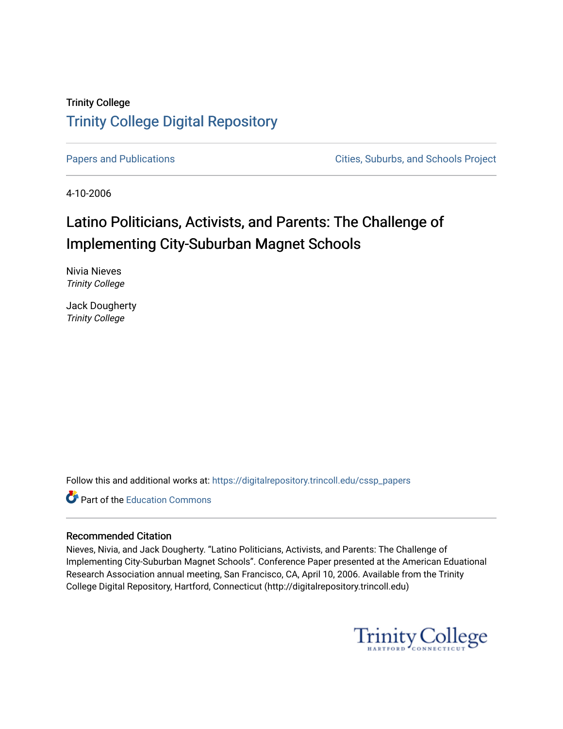Trinity College

# Trinity College Digital Repository

Papers and Publications

Cities, Suburbs, and Schools Project

4-10-2006

# Latino Politicians, Activists, and Parents: The Challenge of Implementing City-Suburban Magnet Schools

Nivia Nieves
*Trinity College*

Jack Dougherty
*Trinity College*

Follow this and additional works at: https://digitalrepository.trincoll.edu/cssp_papers

Part of the Education Commons

### Recommended Citation

Nieves, Nivia, and Jack Dougherty. "Latino Politicians, Activists, and Parents: The Challenge of Implementing City-Suburban Magnet Schools". Conference Paper presented at the American Eduational Research Association annual meeting, San Francisco, CA, April 10, 2006. Available from the Trinity College Digital Repository, Hartford, Connecticut (http://digitalrepository.trincoll.edu)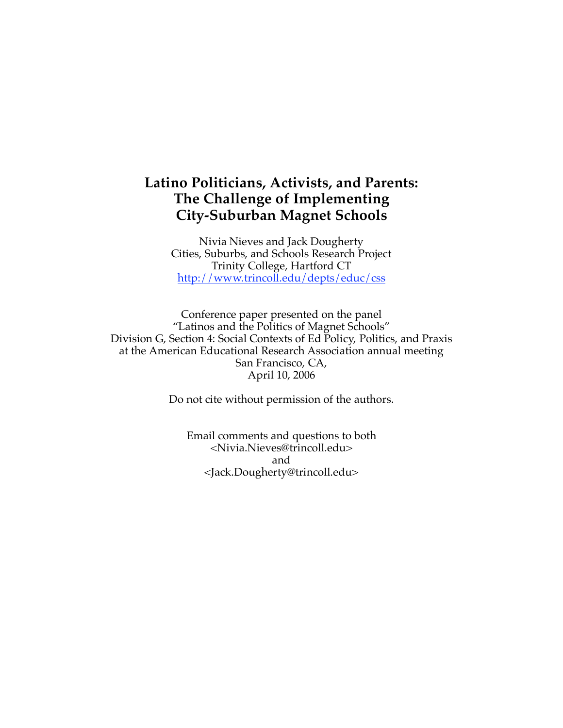# Latino Politicians, Activists, and Parents: The Challenge of Implementing City-Suburban Magnet Schools

Nivia Nieves and Jack Dougherty
Cities, Suburbs, and Schools Research Project
Trinity College, Hartford CT
http://www.trincoll.edu/depts/educ/css

Conference paper presented on the panel
"Latinos and the Politics of Magnet Schools"
Division G, Section 4: Social Contexts of Ed Policy, Politics, and Praxis
at the American Educational Research Association annual meeting
San Francisco, CA,
April 10, 2006

Do not cite without permission of the authors.

Email comments and questions to both
<Nivia.Nieves@trincoll.edu>
and
<Jack.Dougherty@trincoll.edu>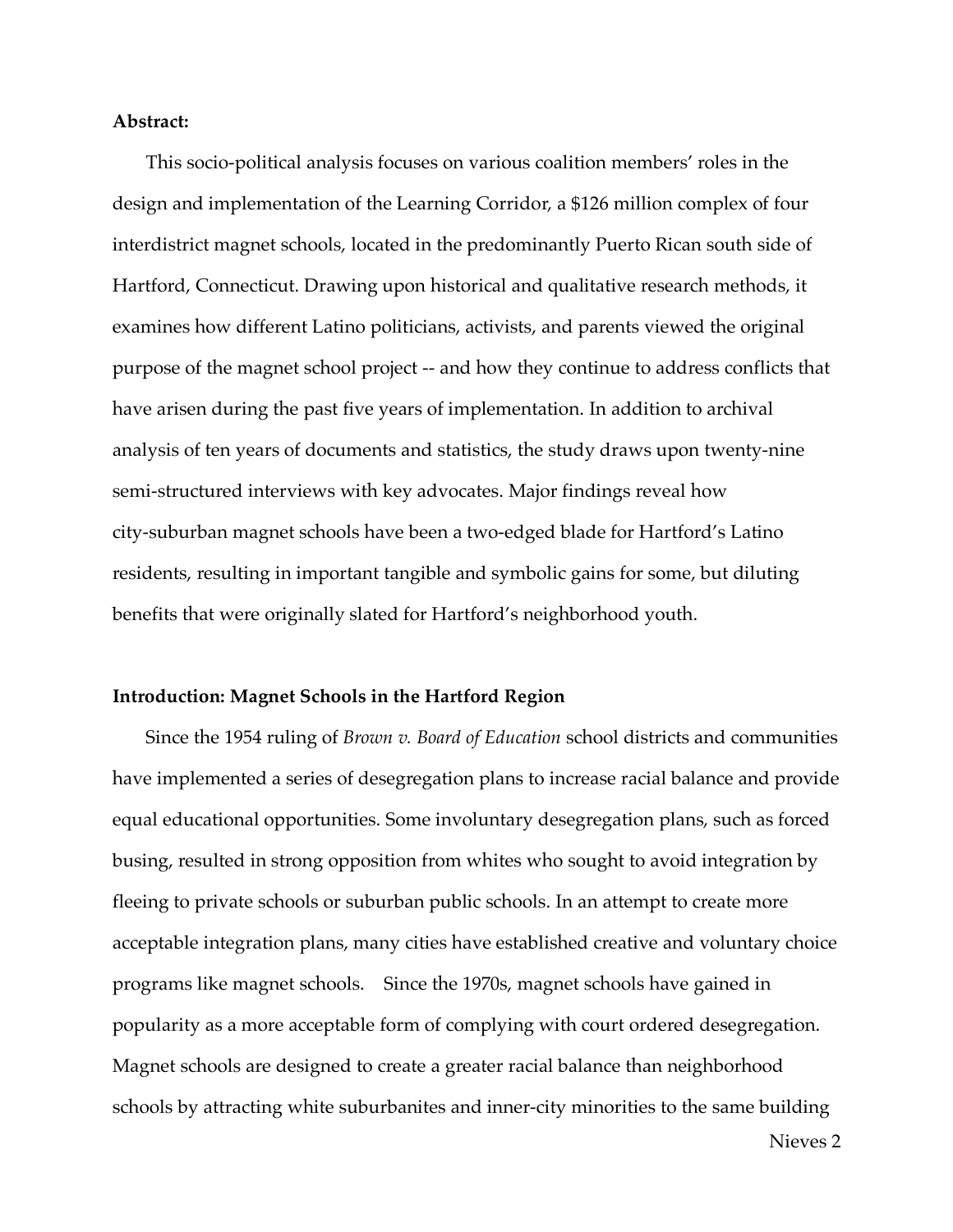**Abstract:**

This socio-political analysis focuses on various coalition members' roles in the design and implementation of the Learning Corridor, a $126 million complex of four interdistrict magnet schools, located in the predominantly Puerto Rican south side of Hartford, Connecticut. Drawing upon historical and qualitative research methods, it examines how different Latino politicians, activists, and parents viewed the original purpose of the magnet school project -- and how they continue to address conflicts that have arisen during the past five years of implementation. In addition to archival analysis of ten years of documents and statistics, the study draws upon twenty-nine semi-structured interviews with key advocates. Major findings reveal how city-suburban magnet schools have been a two-edged blade for Hartford's Latino residents, resulting in important tangible and symbolic gains for some, but diluting benefits that were originally slated for Hartford's neighborhood youth.

**Introduction: Magnet Schools in the Hartford Region**

Since the 1954 ruling of *Brown v. Board of Education* school districts and communities have implemented a series of desegregation plans to increase racial balance and provide equal educational opportunities. Some involuntary desegregation plans, such as forced busing, resulted in strong opposition from whites who sought to avoid integration by fleeing to private schools or suburban public schools. In an attempt to create more acceptable integration plans, many cities have established creative and voluntary choice programs like magnet schools. Since the 1970s, magnet schools have gained in popularity as a more acceptable form of complying with court ordered desegregation. Magnet schools are designed to create a greater racial balance than neighborhood schools by attracting white suburbanites and inner-city minorities to the same building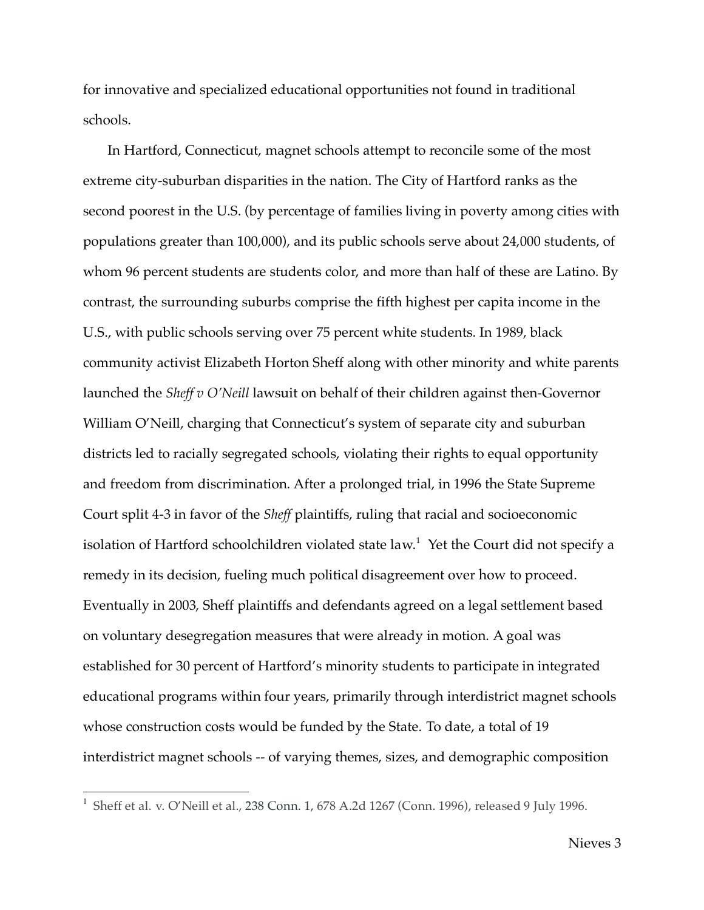for innovative and specialized educational opportunities not found in traditional schools.

In Hartford, Connecticut, magnet schools attempt to reconcile some of the most extreme city-suburban disparities in the nation. The City of Hartford ranks as the second poorest in the U.S. (by percentage of families living in poverty among cities with populations greater than 100,000), and its public schools serve about 24,000 students, of whom 96 percent students are students color, and more than half of these are Latino. By contrast, the surrounding suburbs comprise the fifth highest per capita income in the U.S., with public schools serving over 75 percent white students. In 1989, black community activist Elizabeth Horton Sheff along with other minority and white parents launched the *Sheff v O'Neill* lawsuit on behalf of their children against then-Governor William O'Neill, charging that Connecticut's system of separate city and suburban districts led to racially segregated schools, violating their rights to equal opportunity and freedom from discrimination. After a prolonged trial, in 1996 the State Supreme Court split 4-3 in favor of the *Sheff* plaintiffs, ruling that racial and socioeconomic isolation of Hartford schoolchildren violated state law.[1] Yet the Court did not specify a remedy in its decision, fueling much political disagreement over how to proceed. Eventually in 2003, Sheff plaintiffs and defendants agreed on a legal settlement based on voluntary desegregation measures that were already in motion. A goal was established for 30 percent of Hartford's minority students to participate in integrated educational programs within four years, primarily through interdistrict magnet schools whose construction costs would be funded by the State. To date, a total of 19 interdistrict magnet schools -- of varying themes, sizes, and demographic composition

[1] Sheff et al. v. O'Neill et al., 238 Conn. 1, 678 A.2d 1267 (Conn. 1996), released 9 July 1996.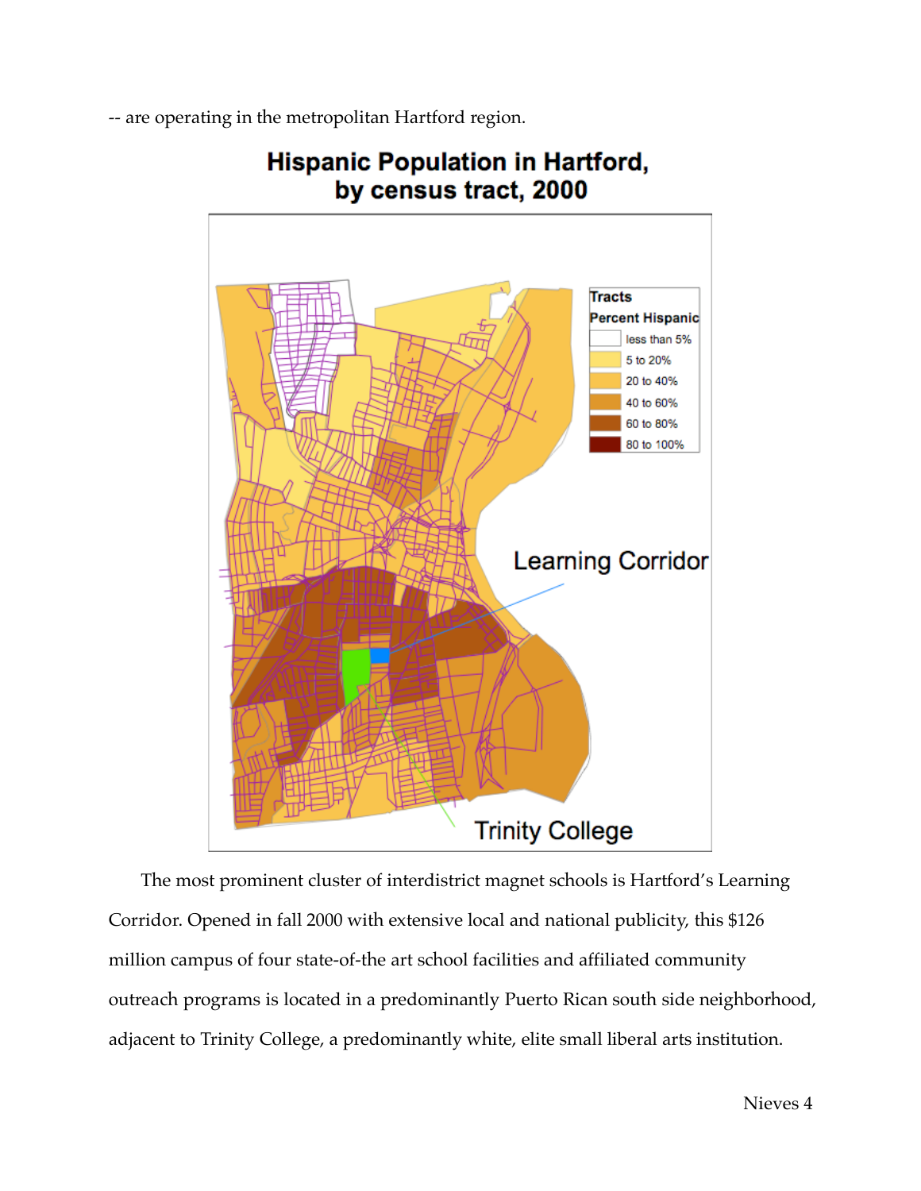-- are operating in the metropolitan Hartford region.

**Hispanic Population in Hartford, by census tract, 2000**

The most prominent cluster of interdistrict magnet schools is Hartford's Learning Corridor. Opened in fall 2000 with extensive local and national publicity, this $126 million campus of four state-of-the art school facilities and affiliated community outreach programs is located in a predominantly Puerto Rican south side neighborhood, adjacent to Trinity College, a predominantly white, elite small liberal arts institution.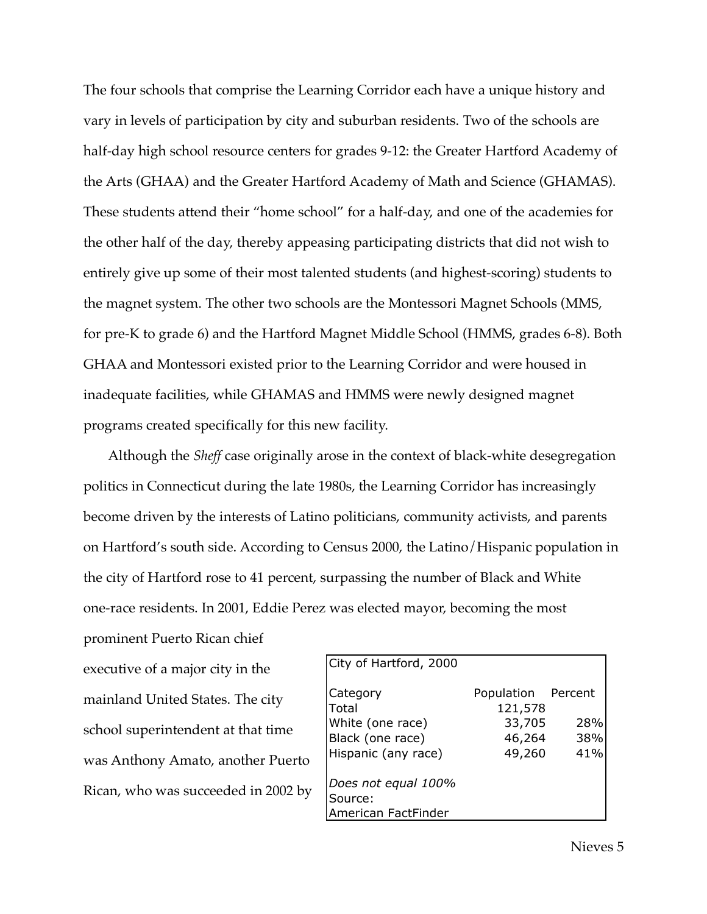The four schools that comprise the Learning Corridor each have a unique history and vary in levels of participation by city and suburban residents. Two of the schools are half-day high school resource centers for grades 9-12: the Greater Hartford Academy of the Arts (GHAA) and the Greater Hartford Academy of Math and Science (GHAMAS). These students attend their "home school" for a half-day, and one of the academies for the other half of the day, thereby appeasing participating districts that did not wish to entirely give up some of their most talented students (and highest-scoring) students to the magnet system. The other two schools are the Montessori Magnet Schools (MMS, for pre-K to grade 6) and the Hartford Magnet Middle School (HMMS, grades 6-8). Both GHAA and Montessori existed prior to the Learning Corridor and were housed in inadequate facilities, while GHAMAS and HMMS were newly designed magnet programs created specifically for this new facility.

Although the *Sheff* case originally arose in the context of black-white desegregation politics in Connecticut during the late 1980s, the Learning Corridor has increasingly become driven by the interests of Latino politicians, community activists, and parents on Hartford's south side. According to Census 2000, the Latino/Hispanic population in the city of Hartford rose to 41 percent, surpassing the number of Black and White one-race residents. In 2001, Eddie Perez was elected mayor, becoming the most prominent Puerto Rican chief executive of a major city in the mainland United States. The city school superintendent at that time was Anthony Amato, another Puerto Rican, who was succeeded in 2002 by

City of Hartford, 2000

| Category | Population | Percent |
|---|---|---|
| Total | 121,578 | |
| White (one race) | 33,705 | 28% |
| Black (one race) | 46,264 | 38% |
| Hispanic (any race) | 49,260 | 41% |

*Does not equal 100%*
Source:
American FactFinder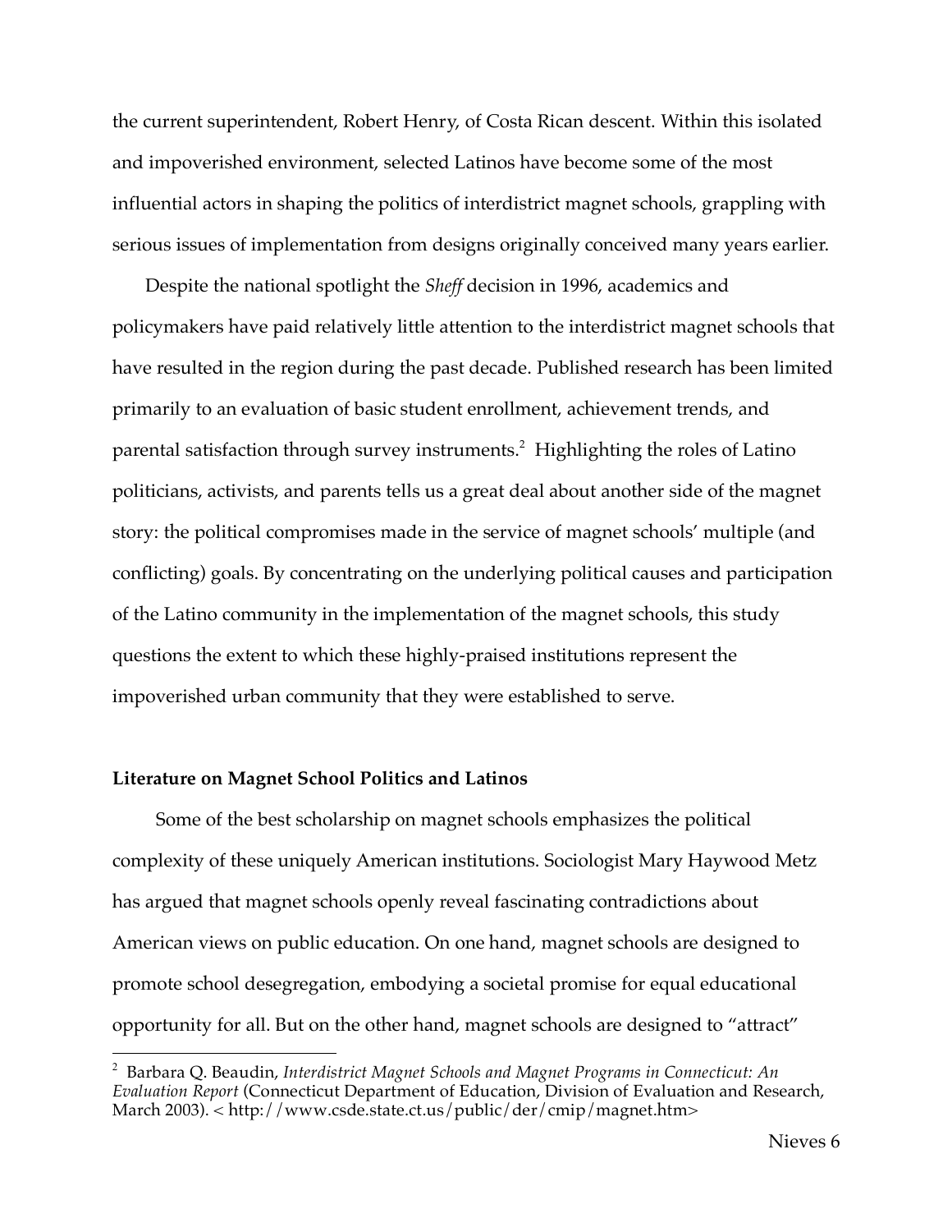the current superintendent, Robert Henry, of Costa Rican descent. Within this isolated and impoverished environment, selected Latinos have become some of the most influential actors in shaping the politics of interdistrict magnet schools, grappling with serious issues of implementation from designs originally conceived many years earlier.

Despite the national spotlight the *Sheff* decision in 1996, academics and policymakers have paid relatively little attention to the interdistrict magnet schools that have resulted in the region during the past decade. Published research has been limited primarily to an evaluation of basic student enrollment, achievement trends, and parental satisfaction through survey instruments.[2] Highlighting the roles of Latino politicians, activists, and parents tells us a great deal about another side of the magnet story: the political compromises made in the service of magnet schools' multiple (and conflicting) goals. By concentrating on the underlying political causes and participation of the Latino community in the implementation of the magnet schools, this study questions the extent to which these highly-praised institutions represent the impoverished urban community that they were established to serve.

**Literature on Magnet School Politics and Latinos**

Some of the best scholarship on magnet schools emphasizes the political complexity of these uniquely American institutions. Sociologist Mary Haywood Metz has argued that magnet schools openly reveal fascinating contradictions about American views on public education. On one hand, magnet schools are designed to promote school desegregation, embodying a societal promise for equal educational opportunity for all. But on the other hand, magnet schools are designed to "attract"

[2] Barbara Q. Beaudin, *Interdistrict Magnet Schools and Magnet Programs in Connecticut: An Evaluation Report* (Connecticut Department of Education, Division of Evaluation and Research, March 2003). < http://www.csde.state.ct.us/public/der/cmip/magnet.htm>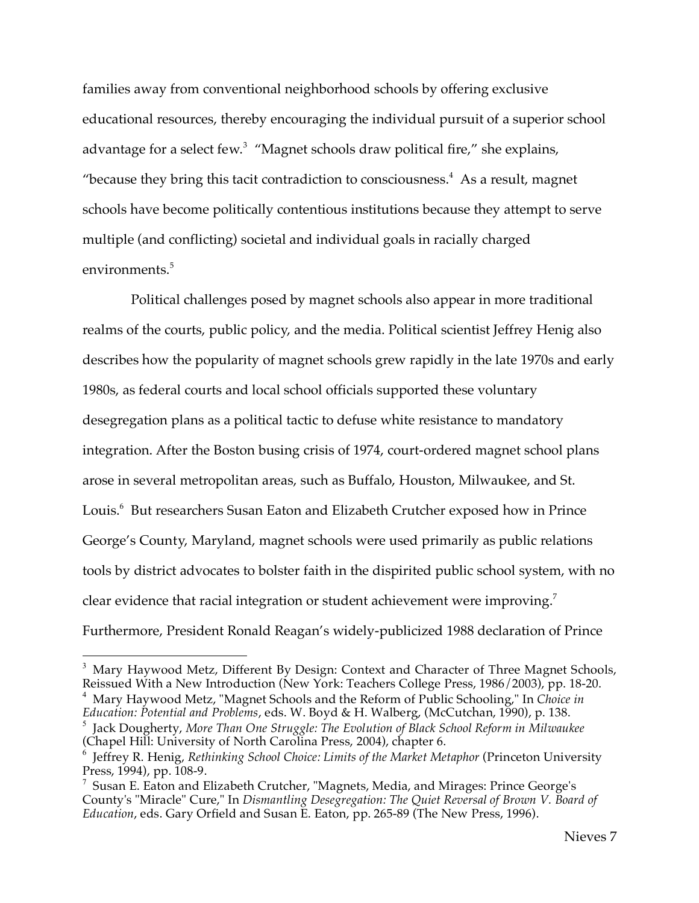families away from conventional neighborhood schools by offering exclusive educational resources, thereby encouraging the individual pursuit of a superior school advantage for a select few.[3] "Magnet schools draw political fire," she explains, "because they bring this tacit contradiction to consciousness.[4] As a result, magnet schools have become politically contentious institutions because they attempt to serve multiple (and conflicting) societal and individual goals in racially charged environments.[5]

Political challenges posed by magnet schools also appear in more traditional realms of the courts, public policy, and the media. Political scientist Jeffrey Henig also describes how the popularity of magnet schools grew rapidly in the late 1970s and early 1980s, as federal courts and local school officials supported these voluntary desegregation plans as a political tactic to defuse white resistance to mandatory integration. After the Boston busing crisis of 1974, court-ordered magnet school plans arose in several metropolitan areas, such as Buffalo, Houston, Milwaukee, and St. Louis.[6] But researchers Susan Eaton and Elizabeth Crutcher exposed how in Prince George's County, Maryland, magnet schools were used primarily as public relations tools by district advocates to bolster faith in the dispirited public school system, with no clear evidence that racial integration or student achievement were improving.[7] Furthermore, President Ronald Reagan's widely-publicized 1988 declaration of Prince

---

[3] Mary Haywood Metz, Different By Design: Context and Character of Three Magnet Schools, Reissued With a New Introduction (New York: Teachers College Press, 1986/2003), pp. 18-20.

[4] Mary Haywood Metz, "Magnet Schools and the Reform of Public Schooling," In *Choice in Education: Potential and Problems*, eds. W. Boyd & H. Walberg, (McCutchan, 1990), p. 138.

[5] Jack Dougherty, *More Than One Struggle: The Evolution of Black School Reform in Milwaukee* (Chapel Hill: University of North Carolina Press, 2004), chapter 6.

[6] Jeffrey R. Henig, *Rethinking School Choice: Limits of the Market Metaphor* (Princeton University Press, 1994), pp. 108-9.

[7] Susan E. Eaton and Elizabeth Crutcher, "Magnets, Media, and Mirages: Prince George's County's "Miracle" Cure," In *Dismantling Desegregation: The Quiet Reversal of Brown V. Board of Education*, eds. Gary Orfield and Susan E. Eaton, pp. 265-89 (The New Press, 1996).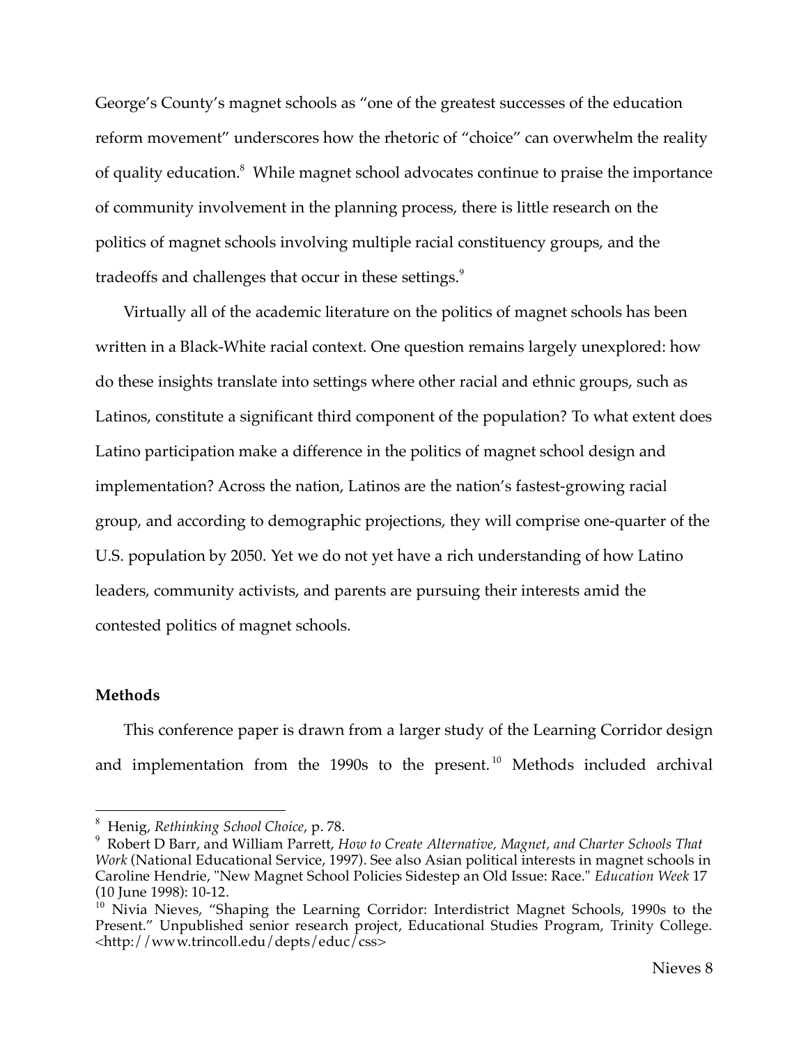George's County's magnet schools as "one of the greatest successes of the education reform movement" underscores how the rhetoric of "choice" can overwhelm the reality of quality education.[8] While magnet school advocates continue to praise the importance of community involvement in the planning process, there is little research on the politics of magnet schools involving multiple racial constituency groups, and the tradeoffs and challenges that occur in these settings.[9]

Virtually all of the academic literature on the politics of magnet schools has been written in a Black-White racial context. One question remains largely unexplored: how do these insights translate into settings where other racial and ethnic groups, such as Latinos, constitute a significant third component of the population? To what extent does Latino participation make a difference in the politics of magnet school design and implementation? Across the nation, Latinos are the nation's fastest-growing racial group, and according to demographic projections, they will comprise one-quarter of the U.S. population by 2050. Yet we do not yet have a rich understanding of how Latino leaders, community activists, and parents are pursuing their interests amid the contested politics of magnet schools.

**Methods**

This conference paper is drawn from a larger study of the Learning Corridor design and implementation from the 1990s to the present.[10] Methods included archival

---

[8] Henig, *Rethinking School Choice*, p. 78.

[9] Robert D Barr, and William Parrett, *How to Create Alternative, Magnet, and Charter Schools That Work* (National Educational Service, 1997). See also Asian political interests in magnet schools in Caroline Hendrie, "New Magnet School Policies Sidestep an Old Issue: Race." *Education Week* 17 (10 June 1998): 10-12.

[10] Nivia Nieves, "Shaping the Learning Corridor: Interdistrict Magnet Schools, 1990s to the Present." Unpublished senior research project, Educational Studies Program, Trinity College. <http://www.trincoll.edu/depts/educ/css>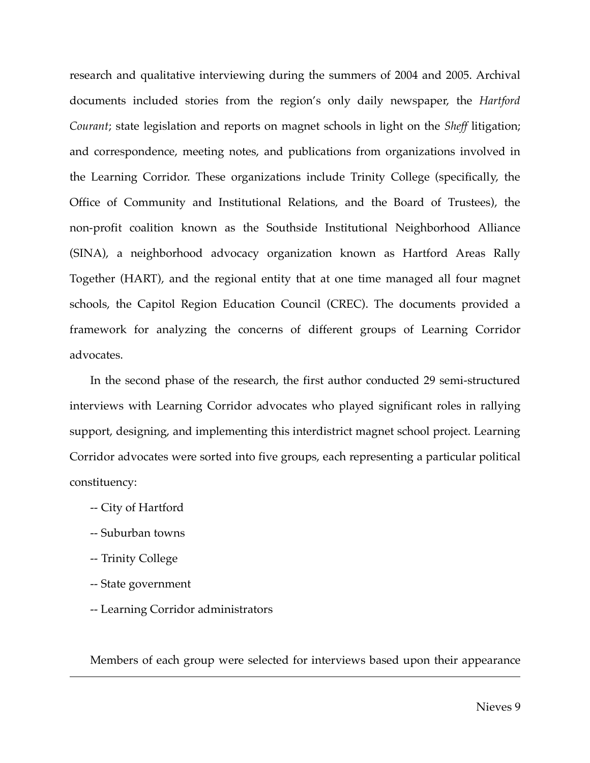research and qualitative interviewing during the summers of 2004 and 2005. Archival documents included stories from the region's only daily newspaper, the *Hartford Courant*; state legislation and reports on magnet schools in light on the *Sheff* litigation; and correspondence, meeting notes, and publications from organizations involved in the Learning Corridor. These organizations include Trinity College (specifically, the Office of Community and Institutional Relations, and the Board of Trustees), the non-profit coalition known as the Southside Institutional Neighborhood Alliance (SINA), a neighborhood advocacy organization known as Hartford Areas Rally Together (HART), and the regional entity that at one time managed all four magnet schools, the Capitol Region Education Council (CREC). The documents provided a framework for analyzing the concerns of different groups of Learning Corridor advocates.

In the second phase of the research, the first author conducted 29 semi-structured interviews with Learning Corridor advocates who played significant roles in rallying support, designing, and implementing this interdistrict magnet school project. Learning Corridor advocates were sorted into five groups, each representing a particular political constituency:

-- City of Hartford

-- Suburban towns

-- Trinity College

-- State government

-- Learning Corridor administrators

Members of each group were selected for interviews based upon their appearance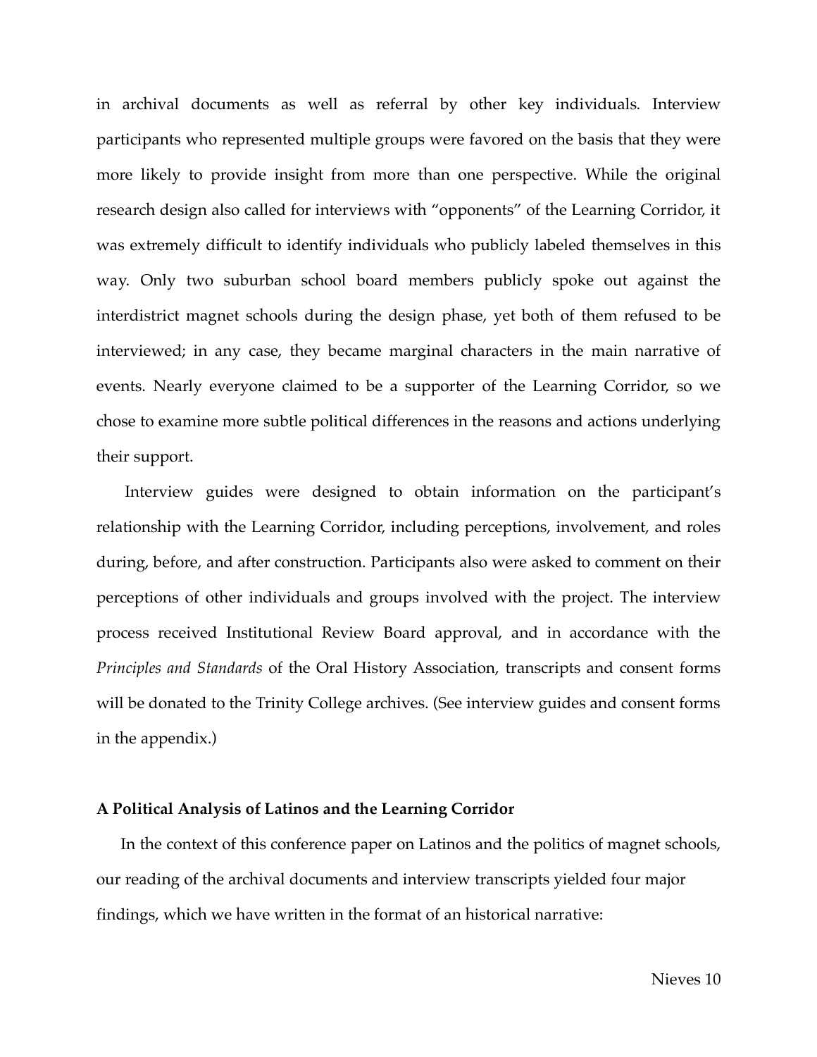in archival documents as well as referral by other key individuals. Interview participants who represented multiple groups were favored on the basis that they were more likely to provide insight from more than one perspective. While the original research design also called for interviews with "opponents" of the Learning Corridor, it was extremely difficult to identify individuals who publicly labeled themselves in this way. Only two suburban school board members publicly spoke out against the interdistrict magnet schools during the design phase, yet both of them refused to be interviewed; in any case, they became marginal characters in the main narrative of events. Nearly everyone claimed to be a supporter of the Learning Corridor, so we chose to examine more subtle political differences in the reasons and actions underlying their support.

Interview guides were designed to obtain information on the participant's relationship with the Learning Corridor, including perceptions, involvement, and roles during, before, and after construction. Participants also were asked to comment on their perceptions of other individuals and groups involved with the project. The interview process received Institutional Review Board approval, and in accordance with the *Principles and Standards* of the Oral History Association, transcripts and consent forms will be donated to the Trinity College archives. (See interview guides and consent forms in the appendix.)

**A Political Analysis of Latinos and the Learning Corridor**

In the context of this conference paper on Latinos and the politics of magnet schools, our reading of the archival documents and interview transcripts yielded four major findings, which we have written in the format of an historical narrative: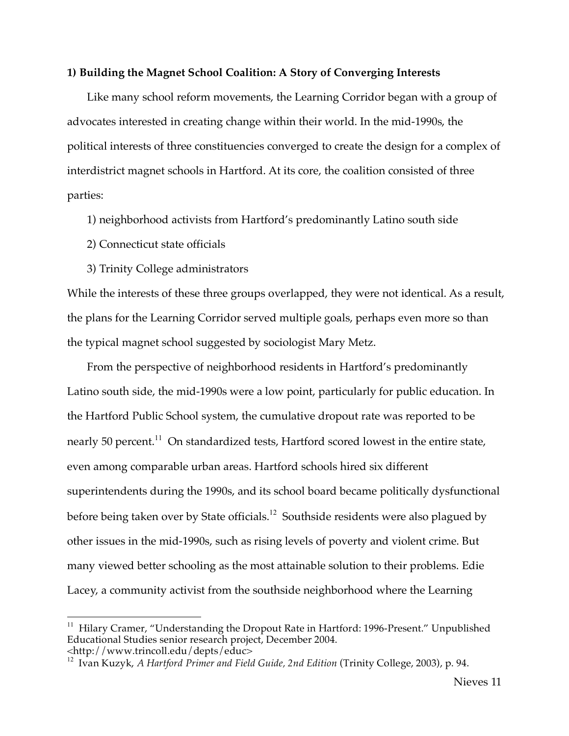**1) Building the Magnet School Coalition: A Story of Converging Interests**

Like many school reform movements, the Learning Corridor began with a group of advocates interested in creating change within their world. In the mid-1990s, the political interests of three constituencies converged to create the design for a complex of interdistrict magnet schools in Hartford. At its core, the coalition consisted of three parties:

1) neighborhood activists from Hartford's predominantly Latino south side

2) Connecticut state officials

3) Trinity College administrators

While the interests of these three groups overlapped, they were not identical. As a result, the plans for the Learning Corridor served multiple goals, perhaps even more so than the typical magnet school suggested by sociologist Mary Metz.

From the perspective of neighborhood residents in Hartford's predominantly Latino south side, the mid-1990s were a low point, particularly for public education. In the Hartford Public School system, the cumulative dropout rate was reported to be nearly 50 percent.[11] On standardized tests, Hartford scored lowest in the entire state, even among comparable urban areas. Hartford schools hired six different superintendents during the 1990s, and its school board became politically dysfunctional before being taken over by State officials.[12] Southside residents were also plagued by other issues in the mid-1990s, such as rising levels of poverty and violent crime. But many viewed better schooling as the most attainable solution to their problems. Edie Lacey, a community activist from the southside neighborhood where the Learning

---

[11] Hilary Cramer, "Understanding the Dropout Rate in Hartford: 1996-Present." Unpublished Educational Studies senior research project, December 2004. <http://www.trincoll.edu/depts/educ>

[12] Ivan Kuzyk, *A Hartford Primer and Field Guide, 2nd Edition* (Trinity College, 2003), p. 94.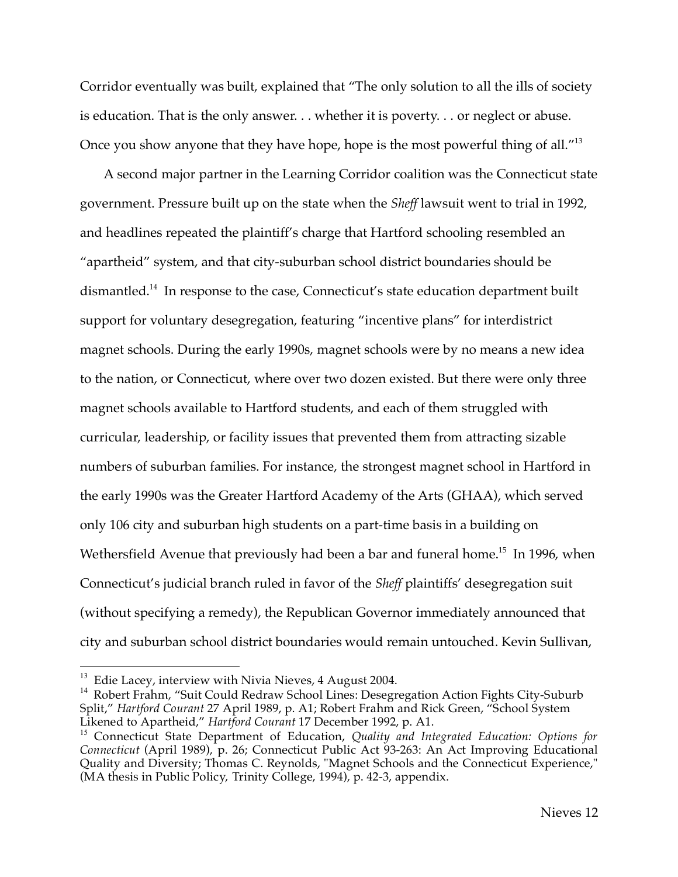Corridor eventually was built, explained that "The only solution to all the ills of society is education. That is the only answer. . . whether it is poverty. . . or neglect or abuse. Once you show anyone that they have hope, hope is the most powerful thing of all."[13]

A second major partner in the Learning Corridor coalition was the Connecticut state government. Pressure built up on the state when the *Sheff* lawsuit went to trial in 1992, and headlines repeated the plaintiff's charge that Hartford schooling resembled an "apartheid" system, and that city-suburban school district boundaries should be dismantled.[14] In response to the case, Connecticut's state education department built support for voluntary desegregation, featuring "incentive plans" for interdistrict magnet schools. During the early 1990s, magnet schools were by no means a new idea to the nation, or Connecticut, where over two dozen existed. But there were only three magnet schools available to Hartford students, and each of them struggled with curricular, leadership, or facility issues that prevented them from attracting sizable numbers of suburban families. For instance, the strongest magnet school in Hartford in the early 1990s was the Greater Hartford Academy of the Arts (GHAA), which served only 106 city and suburban high students on a part-time basis in a building on Wethersfield Avenue that previously had been a bar and funeral home.[15] In 1996, when Connecticut's judicial branch ruled in favor of the *Sheff* plaintiffs' desegregation suit (without specifying a remedy), the Republican Governor immediately announced that city and suburban school district boundaries would remain untouched. Kevin Sullivan,

---

[13] Edie Lacey, interview with Nivia Nieves, 4 August 2004.

[14] Robert Frahm, "Suit Could Redraw School Lines: Desegregation Action Fights City-Suburb Split," *Hartford Courant* 27 April 1989, p. A1; Robert Frahm and Rick Green, "School System Likened to Apartheid," *Hartford Courant* 17 December 1992, p. A1.

[15] Connecticut State Department of Education, *Quality and Integrated Education: Options for Connecticut* (April 1989), p. 26; Connecticut Public Act 93-263: An Act Improving Educational Quality and Diversity; Thomas C. Reynolds, "Magnet Schools and the Connecticut Experience," (MA thesis in Public Policy, Trinity College, 1994), p. 42-3, appendix.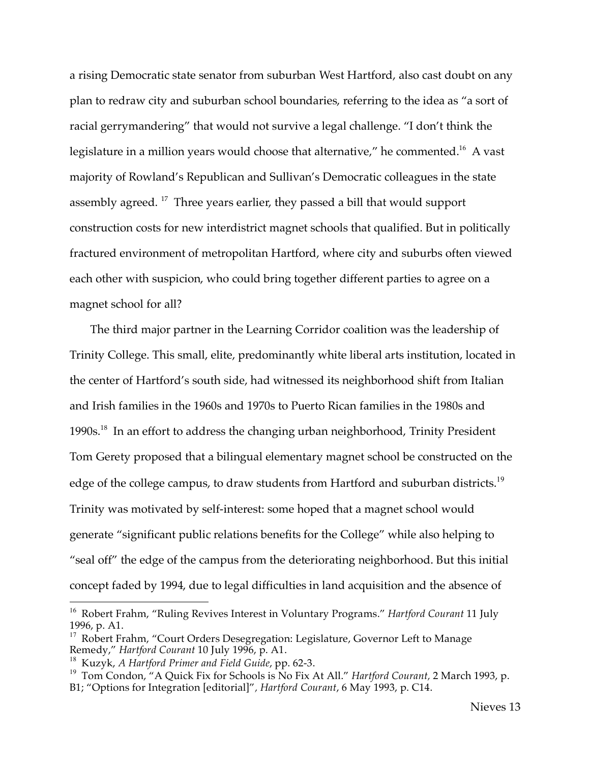a rising Democratic state senator from suburban West Hartford, also cast doubt on any plan to redraw city and suburban school boundaries, referring to the idea as "a sort of racial gerrymandering" that would not survive a legal challenge. "I don't think the legislature in a million years would choose that alternative," he commented.[16] A vast majority of Rowland's Republican and Sullivan's Democratic colleagues in the state assembly agreed. [17] Three years earlier, they passed a bill that would support construction costs for new interdistrict magnet schools that qualified. But in politically fractured environment of metropolitan Hartford, where city and suburbs often viewed each other with suspicion, who could bring together different parties to agree on a magnet school for all?

The third major partner in the Learning Corridor coalition was the leadership of Trinity College. This small, elite, predominantly white liberal arts institution, located in the center of Hartford's south side, had witnessed its neighborhood shift from Italian and Irish families in the 1960s and 1970s to Puerto Rican families in the 1980s and 1990s.[18] In an effort to address the changing urban neighborhood, Trinity President Tom Gerety proposed that a bilingual elementary magnet school be constructed on the edge of the college campus, to draw students from Hartford and suburban districts.[19] Trinity was motivated by self-interest: some hoped that a magnet school would generate "significant public relations benefits for the College" while also helping to "seal off" the edge of the campus from the deteriorating neighborhood. But this initial concept faded by 1994, due to legal difficulties in land acquisition and the absence of

---

[16] Robert Frahm, "Ruling Revives Interest in Voluntary Programs." *Hartford Courant* 11 July 1996, p. A1.

[17] Robert Frahm, "Court Orders Desegregation: Legislature, Governor Left to Manage Remedy," *Hartford Courant* 10 July 1996, p. A1.

[18] Kuzyk, *A Hartford Primer and Field Guide*, pp. 62-3.

[19] Tom Condon, "A Quick Fix for Schools is No Fix At All." *Hartford Courant*, 2 March 1993, p. B1; "Options for Integration [editorial]", *Hartford Courant*, 6 May 1993, p. C14.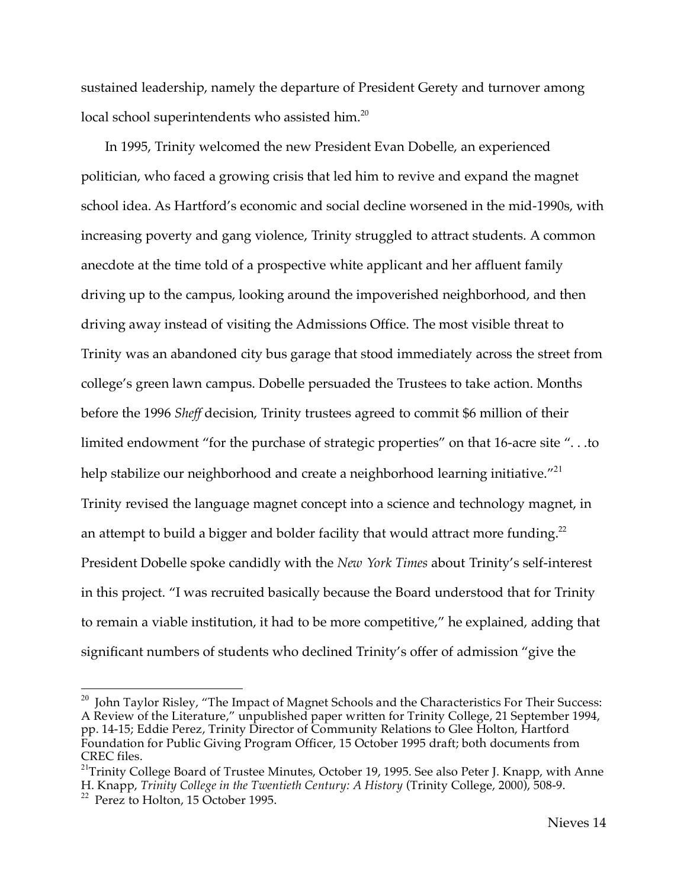sustained leadership, namely the departure of President Gerety and turnover among local school superintendents who assisted him.[20]

In 1995, Trinity welcomed the new President Evan Dobelle, an experienced politician, who faced a growing crisis that led him to revive and expand the magnet school idea. As Hartford's economic and social decline worsened in the mid-1990s, with increasing poverty and gang violence, Trinity struggled to attract students. A common anecdote at the time told of a prospective white applicant and her affluent family driving up to the campus, looking around the impoverished neighborhood, and then driving away instead of visiting the Admissions Office. The most visible threat to Trinity was an abandoned city bus garage that stood immediately across the street from college's green lawn campus. Dobelle persuaded the Trustees to take action. Months before the 1996 *Sheff* decision, Trinity trustees agreed to commit $6 million of their limited endowment "for the purchase of strategic properties" on that 16-acre site ". . .to help stabilize our neighborhood and create a neighborhood learning initiative."[21] Trinity revised the language magnet concept into a science and technology magnet, in an attempt to build a bigger and bolder facility that would attract more funding.[22] President Dobelle spoke candidly with the *New York Times* about Trinity's self-interest in this project. "I was recruited basically because the Board understood that for Trinity to remain a viable institution, it had to be more competitive," he explained, adding that significant numbers of students who declined Trinity's offer of admission "give the

---

[20] John Taylor Risley, "The Impact of Magnet Schools and the Characteristics For Their Success: A Review of the Literature," unpublished paper written for Trinity College, 21 September 1994, pp. 14-15; Eddie Perez, Trinity Director of Community Relations to Glee Holton, Hartford Foundation for Public Giving Program Officer, 15 October 1995 draft; both documents from CREC files.

[21] Trinity College Board of Trustee Minutes, October 19, 1995. See also Peter J. Knapp, with Anne H. Knapp, *Trinity College in the Twentieth Century: A History* (Trinity College, 2000), 508-9.

[22] Perez to Holton, 15 October 1995.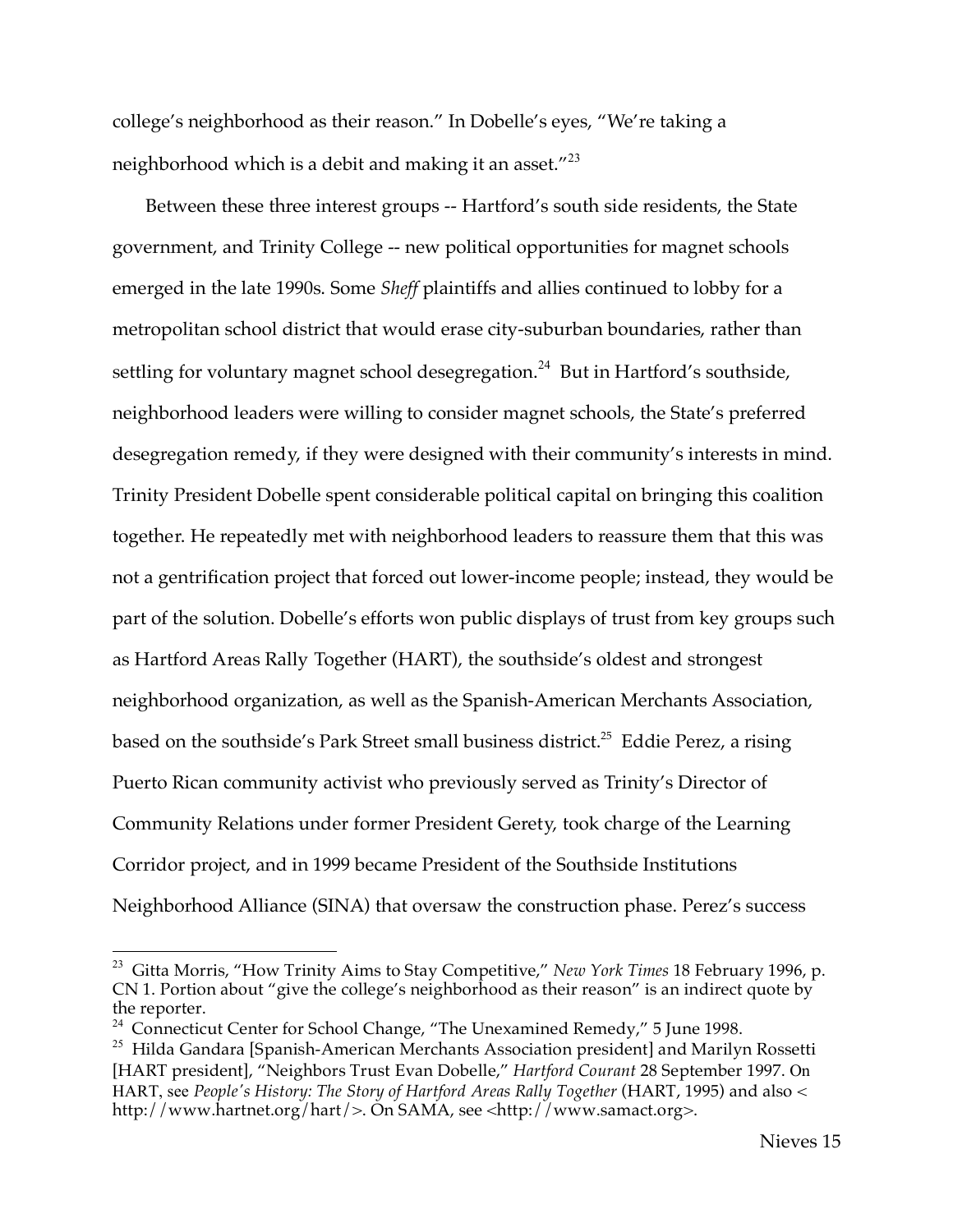college's neighborhood as their reason." In Dobelle's eyes, "We're taking a neighborhood which is a debit and making it an asset."[23]

Between these three interest groups -- Hartford's south side residents, the State government, and Trinity College -- new political opportunities for magnet schools emerged in the late 1990s. Some *Sheff* plaintiffs and allies continued to lobby for a metropolitan school district that would erase city-suburban boundaries, rather than settling for voluntary magnet school desegregation.[24] But in Hartford's southside, neighborhood leaders were willing to consider magnet schools, the State's preferred desegregation remedy, if they were designed with their community's interests in mind. Trinity President Dobelle spent considerable political capital on bringing this coalition together. He repeatedly met with neighborhood leaders to reassure them that this was not a gentrification project that forced out lower-income people; instead, they would be part of the solution. Dobelle's efforts won public displays of trust from key groups such as Hartford Areas Rally Together (HART), the southside's oldest and strongest neighborhood organization, as well as the Spanish-American Merchants Association, based on the southside's Park Street small business district.[25] Eddie Perez, a rising Puerto Rican community activist who previously served as Trinity's Director of Community Relations under former President Gerety, took charge of the Learning Corridor project, and in 1999 became President of the Southside Institutions Neighborhood Alliance (SINA) that oversaw the construction phase. Perez's success

---

[23] Gitta Morris, "How Trinity Aims to Stay Competitive," *New York Times* 18 February 1996, p. CN 1. Portion about "give the college's neighborhood as their reason" is an indirect quote by the reporter.

[24] Connecticut Center for School Change, "The Unexamined Remedy," 5 June 1998.

[25] Hilda Gandara [Spanish-American Merchants Association president] and Marilyn Rossetti [HART president], "Neighbors Trust Evan Dobelle," *Hartford Courant* 28 September 1997. On HART, see *People's History: The Story of Hartford Areas Rally Together* (HART, 1995) and also < http://www.hartnet.org/hart/>. On SAMA, see <http://www.samact.org>.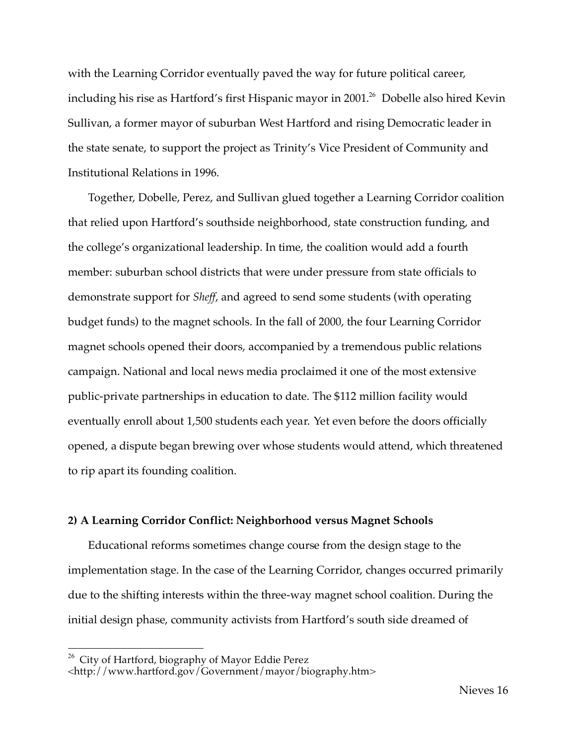with the Learning Corridor eventually paved the way for future political career, including his rise as Hartford's first Hispanic mayor in 2001.[26] Dobelle also hired Kevin Sullivan, a former mayor of suburban West Hartford and rising Democratic leader in the state senate, to support the project as Trinity's Vice President of Community and Institutional Relations in 1996.

Together, Dobelle, Perez, and Sullivan glued together a Learning Corridor coalition that relied upon Hartford's southside neighborhood, state construction funding, and the college's organizational leadership. In time, the coalition would add a fourth member: suburban school districts that were under pressure from state officials to demonstrate support for *Sheff*, and agreed to send some students (with operating budget funds) to the magnet schools. In the fall of 2000, the four Learning Corridor magnet schools opened their doors, accompanied by a tremendous public relations campaign. National and local news media proclaimed it one of the most extensive public-private partnerships in education to date. The $112 million facility would eventually enroll about 1,500 students each year. Yet even before the doors officially opened, a dispute began brewing over whose students would attend, which threatened to rip apart its founding coalition.

**2) A Learning Corridor Conflict: Neighborhood versus Magnet Schools**

Educational reforms sometimes change course from the design stage to the implementation stage. In the case of the Learning Corridor, changes occurred primarily due to the shifting interests within the three-way magnet school coalition. During the initial design phase, community activists from Hartford's south side dreamed of

[26] City of Hartford, biography of Mayor Eddie Perez <http://www.hartford.gov/Government/mayor/biography.htm>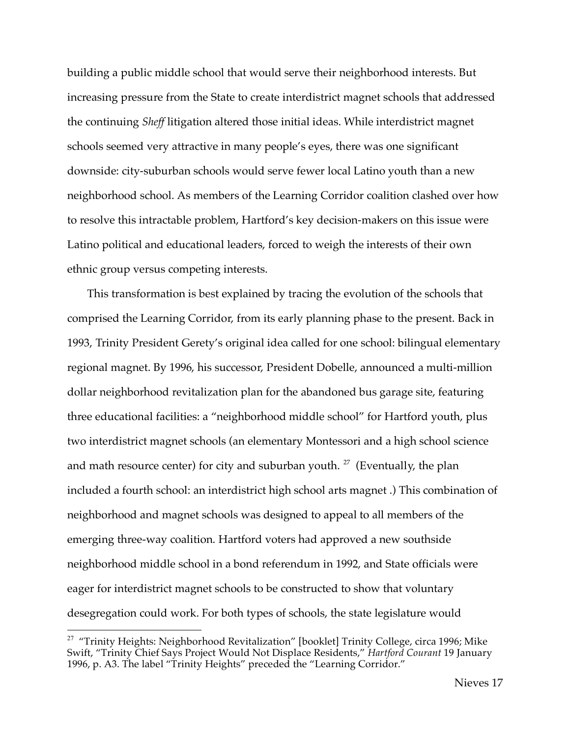building a public middle school that would serve their neighborhood interests. But increasing pressure from the State to create interdistrict magnet schools that addressed the continuing *Sheff* litigation altered those initial ideas. While interdistrict magnet schools seemed very attractive in many people's eyes, there was one significant downside: city-suburban schools would serve fewer local Latino youth than a new neighborhood school. As members of the Learning Corridor coalition clashed over how to resolve this intractable problem, Hartford's key decision-makers on this issue were Latino political and educational leaders, forced to weigh the interests of their own ethnic group versus competing interests.

This transformation is best explained by tracing the evolution of the schools that comprised the Learning Corridor, from its early planning phase to the present. Back in 1993, Trinity President Gerety's original idea called for one school: bilingual elementary regional magnet. By 1996, his successor, President Dobelle, announced a multi-million dollar neighborhood revitalization plan for the abandoned bus garage site, featuring three educational facilities: a "neighborhood middle school" for Hartford youth, plus two interdistrict magnet schools (an elementary Montessori and a high school science and math resource center) for city and suburban youth. [27] (Eventually, the plan included a fourth school: an interdistrict high school arts magnet .) This combination of neighborhood and magnet schools was designed to appeal to all members of the emerging three-way coalition. Hartford voters had approved a new southside neighborhood middle school in a bond referendum in 1992, and State officials were eager for interdistrict magnet schools to be constructed to show that voluntary desegregation could work. For both types of schools, the state legislature would

[27] "Trinity Heights: Neighborhood Revitalization" [booklet] Trinity College, circa 1996; Mike Swift, "Trinity Chief Says Project Would Not Displace Residents," *Hartford Courant* 19 January 1996, p. A3. The label "Trinity Heights" preceded the "Learning Corridor."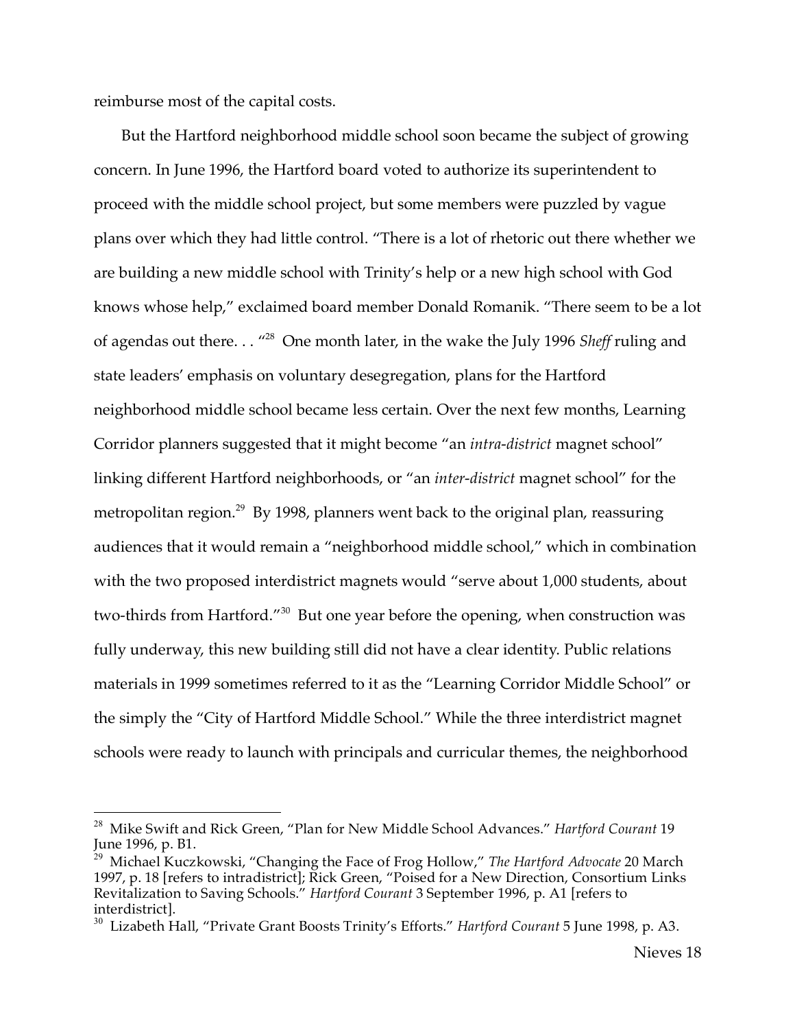reimburse most of the capital costs.

But the Hartford neighborhood middle school soon became the subject of growing concern. In June 1996, the Hartford board voted to authorize its superintendent to proceed with the middle school project, but some members were puzzled by vague plans over which they had little control. "There is a lot of rhetoric out there whether we are building a new middle school with Trinity's help or a new high school with God knows whose help," exclaimed board member Donald Romanik. "There seem to be a lot of agendas out there. . . "[28] One month later, in the wake the July 1996 *Sheff* ruling and state leaders' emphasis on voluntary desegregation, plans for the Hartford neighborhood middle school became less certain. Over the next few months, Learning Corridor planners suggested that it might become "an *intra-district* magnet school" linking different Hartford neighborhoods, or "an *inter-district* magnet school" for the metropolitan region.[29] By 1998, planners went back to the original plan, reassuring audiences that it would remain a "neighborhood middle school," which in combination with the two proposed interdistrict magnets would "serve about 1,000 students, about two-thirds from Hartford."[30] But one year before the opening, when construction was fully underway, this new building still did not have a clear identity. Public relations materials in 1999 sometimes referred to it as the "Learning Corridor Middle School" or the simply the "City of Hartford Middle School." While the three interdistrict magnet schools were ready to launch with principals and curricular themes, the neighborhood

---

[28] Mike Swift and Rick Green, "Plan for New Middle School Advances." *Hartford Courant* 19 June 1996, p. B1.

[29] Michael Kuczkowski, "Changing the Face of Frog Hollow," *The Hartford Advocate* 20 March 1997, p. 18 [refers to intradistrict]; Rick Green, "Poised for a New Direction, Consortium Links Revitalization to Saving Schools." *Hartford Courant* 3 September 1996, p. A1 [refers to interdistrict].

[30] Lizabeth Hall, "Private Grant Boosts Trinity's Efforts." *Hartford Courant* 5 June 1998, p. A3.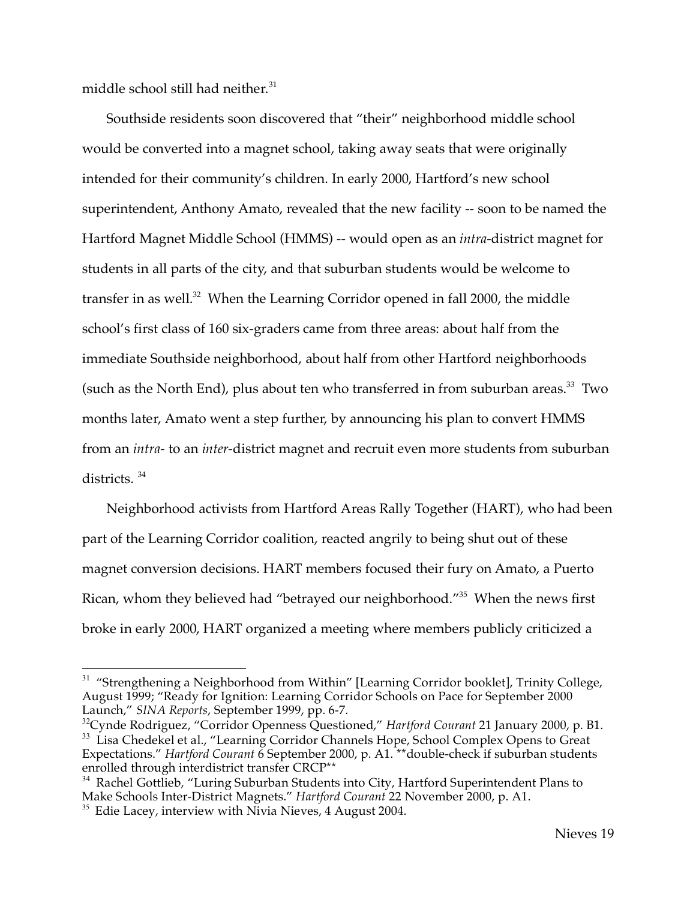middle school still had neither.[31]

Southside residents soon discovered that "their" neighborhood middle school would be converted into a magnet school, taking away seats that were originally intended for their community's children. In early 2000, Hartford's new school superintendent, Anthony Amato, revealed that the new facility -- soon to be named the Hartford Magnet Middle School (HMMS) -- would open as an *intra*-district magnet for students in all parts of the city, and that suburban students would be welcome to transfer in as well.[32] When the Learning Corridor opened in fall 2000, the middle school's first class of 160 six-graders came from three areas: about half from the immediate Southside neighborhood, about half from other Hartford neighborhoods (such as the North End), plus about ten who transferred in from suburban areas.[33] Two months later, Amato went a step further, by announcing his plan to convert HMMS from an *intra*- to an *inter*-district magnet and recruit even more students from suburban districts.[34]

Neighborhood activists from Hartford Areas Rally Together (HART), who had been part of the Learning Corridor coalition, reacted angrily to being shut out of these magnet conversion decisions. HART members focused their fury on Amato, a Puerto Rican, whom they believed had "betrayed our neighborhood."[35] When the news first broke in early 2000, HART organized a meeting where members publicly criticized a

---

[31] "Strengthening a Neighborhood from Within" [Learning Corridor booklet], Trinity College, August 1999; "Ready for Ignition: Learning Corridor Schools on Pace for September 2000 Launch," *SINA Reports*, September 1999, pp. 6-7.

[32] Cynde Rodriguez, "Corridor Openness Questioned," *Hartford Courant* 21 January 2000, p. B1.

[33] Lisa Chedekel et al., "Learning Corridor Channels Hope, School Complex Opens to Great Expectations." *Hartford Courant* 6 September 2000, p. A1. **double-check if suburban students enrolled through interdistrict transfer CRCP**

[34] Rachel Gottlieb, "Luring Suburban Students into City, Hartford Superintendent Plans to Make Schools Inter-District Magnets." *Hartford Courant* 22 November 2000, p. A1.

[35] Edie Lacey, interview with Nivia Nieves, 4 August 2004.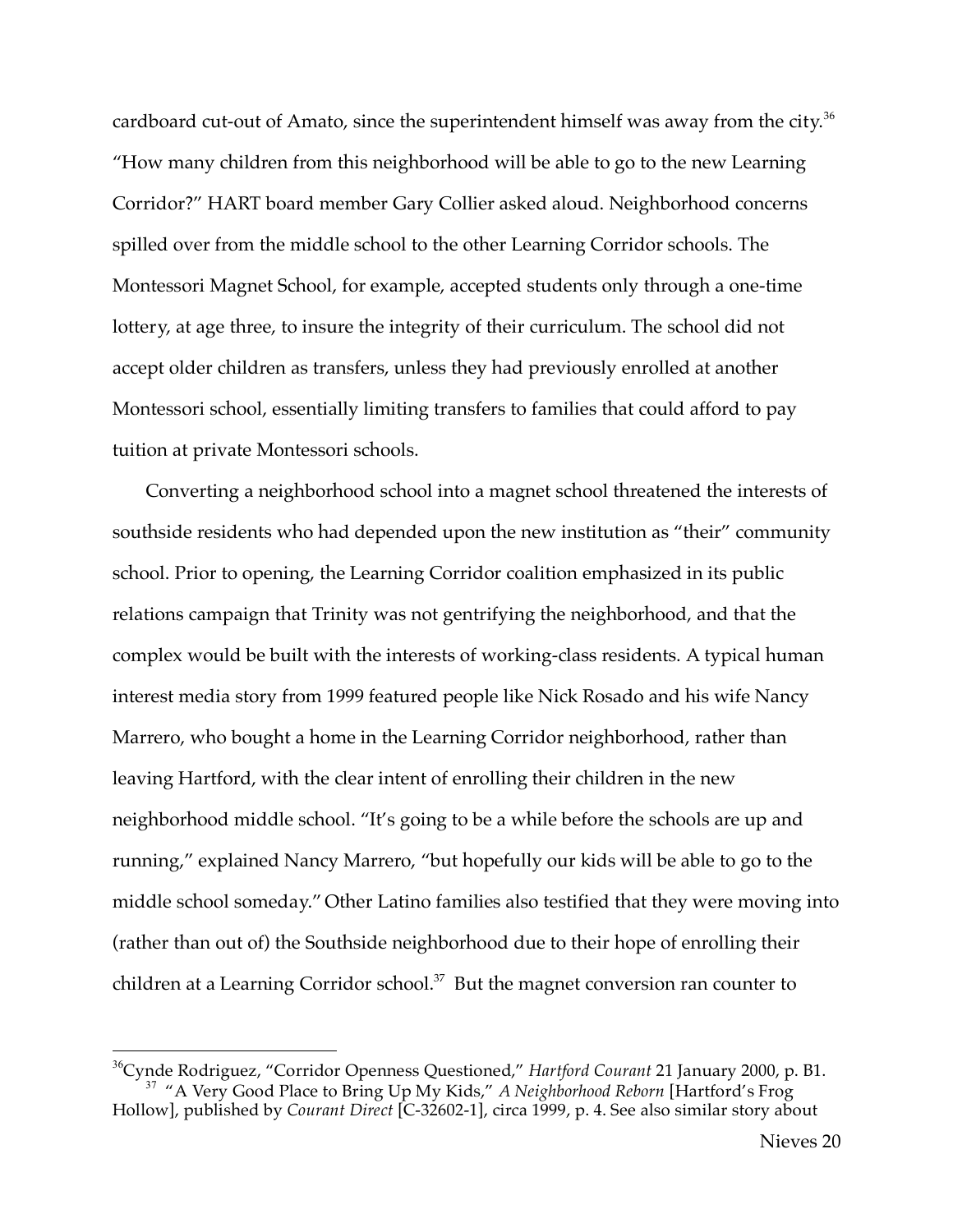cardboard cut-out of Amato, since the superintendent himself was away from the city.[36] "How many children from this neighborhood will be able to go to the new Learning Corridor?" HART board member Gary Collier asked aloud. Neighborhood concerns spilled over from the middle school to the other Learning Corridor schools. The Montessori Magnet School, for example, accepted students only through a one-time lottery, at age three, to insure the integrity of their curriculum. The school did not accept older children as transfers, unless they had previously enrolled at another Montessori school, essentially limiting transfers to families that could afford to pay tuition at private Montessori schools.

Converting a neighborhood school into a magnet school threatened the interests of southside residents who had depended upon the new institution as "their" community school. Prior to opening, the Learning Corridor coalition emphasized in its public relations campaign that Trinity was not gentrifying the neighborhood, and that the complex would be built with the interests of working-class residents. A typical human interest media story from 1999 featured people like Nick Rosado and his wife Nancy Marrero, who bought a home in the Learning Corridor neighborhood, rather than leaving Hartford, with the clear intent of enrolling their children in the new neighborhood middle school. "It's going to be a while before the schools are up and running," explained Nancy Marrero, "but hopefully our kids will be able to go to the middle school someday." Other Latino families also testified that they were moving into (rather than out of) the Southside neighborhood due to their hope of enrolling their children at a Learning Corridor school.[37] But the magnet conversion ran counter to

---

[36] Cynde Rodriguez, "Corridor Openness Questioned," *Hartford Courant* 21 January 2000, p. B1.

[37] "A Very Good Place to Bring Up My Kids," *A Neighborhood Reborn* [Hartford's Frog Hollow], published by *Courant Direct* [C-32602-1], circa 1999, p. 4. See also similar story about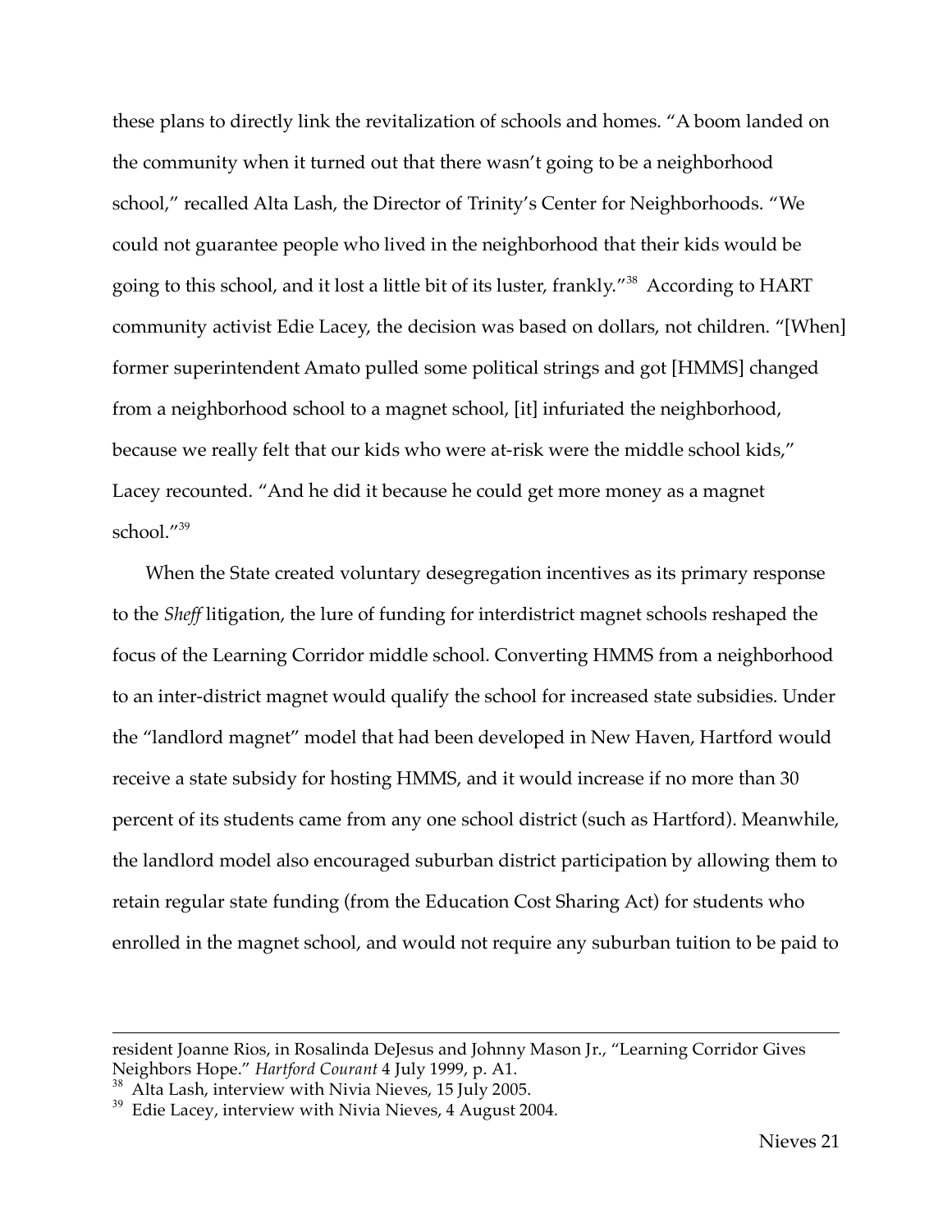these plans to directly link the revitalization of schools and homes. "A boom landed on the community when it turned out that there wasn't going to be a neighborhood school," recalled Alta Lash, the Director of Trinity's Center for Neighborhoods. "We could not guarantee people who lived in the neighborhood that their kids would be going to this school, and it lost a little bit of its luster, frankly."[38] According to HART community activist Edie Lacey, the decision was based on dollars, not children. "[When] former superintendent Amato pulled some political strings and got [HMMS] changed from a neighborhood school to a magnet school, [it] infuriated the neighborhood, because we really felt that our kids who were at-risk were the middle school kids," Lacey recounted. "And he did it because he could get more money as a magnet school."[39]

When the State created voluntary desegregation incentives as its primary response to the *Sheff* litigation, the lure of funding for interdistrict magnet schools reshaped the focus of the Learning Corridor middle school. Converting HMMS from a neighborhood to an inter-district magnet would qualify the school for increased state subsidies. Under the "landlord magnet" model that had been developed in New Haven, Hartford would receive a state subsidy for hosting HMMS, and it would increase if no more than 30 percent of its students came from any one school district (such as Hartford). Meanwhile, the landlord model also encouraged suburban district participation by allowing them to retain regular state funding (from the Education Cost Sharing Act) for students who enrolled in the magnet school, and would not require any suburban tuition to be paid to

---

resident Joanne Rios, in Rosalinda DeJesus and Johnny Mason Jr., "Learning Corridor Gives Neighbors Hope." *Hartford Courant* 4 July 1999, p. A1.

[38] Alta Lash, interview with Nivia Nieves, 15 July 2005.

[39] Edie Lacey, interview with Nivia Nieves, 4 August 2004.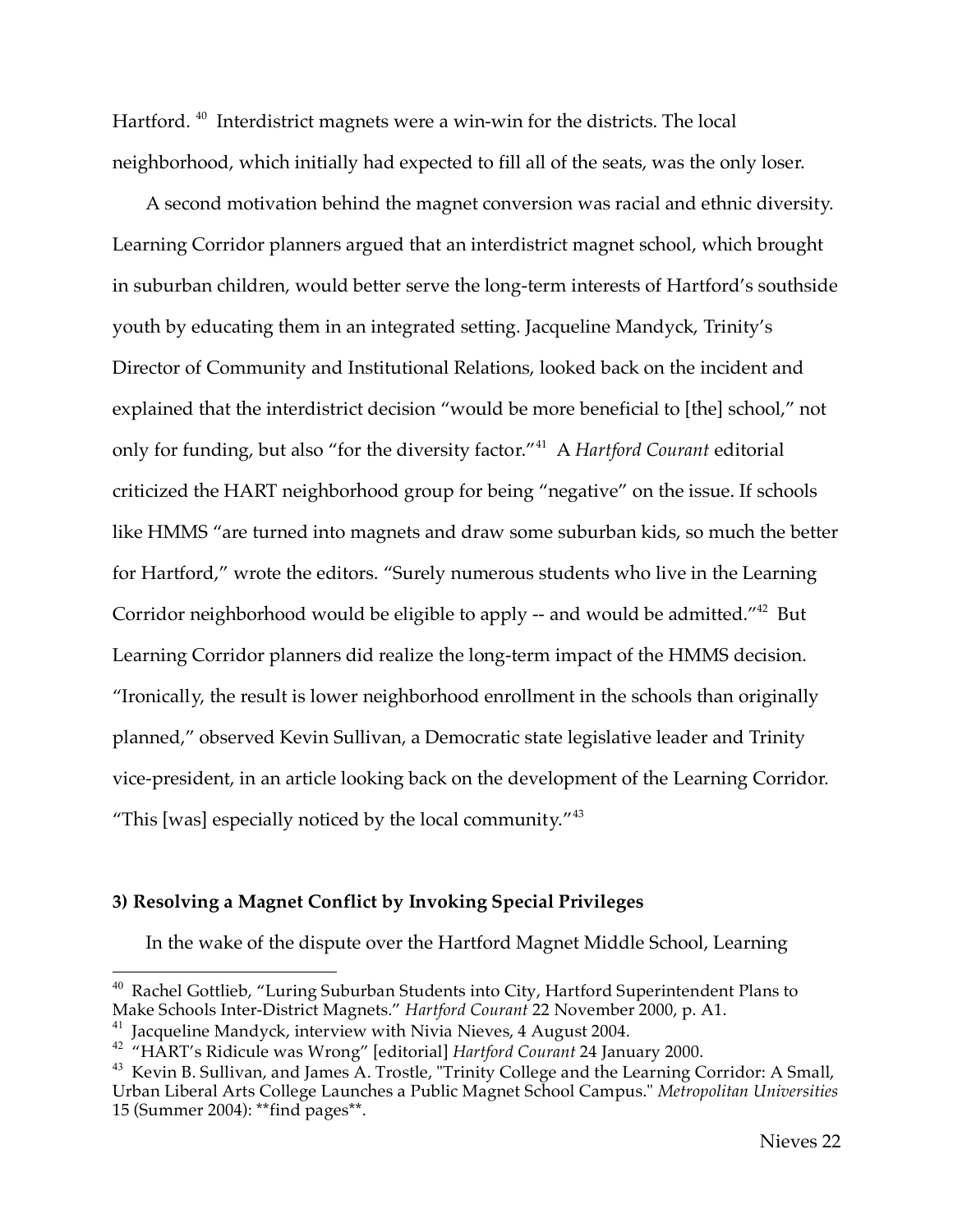Hartford. [40] Interdistrict magnets were a win-win for the districts. The local neighborhood, which initially had expected to fill all of the seats, was the only loser.

A second motivation behind the magnet conversion was racial and ethnic diversity. Learning Corridor planners argued that an interdistrict magnet school, which brought in suburban children, would better serve the long-term interests of Hartford's southside youth by educating them in an integrated setting. Jacqueline Mandyck, Trinity's Director of Community and Institutional Relations, looked back on the incident and explained that the interdistrict decision "would be more beneficial to [the] school," not only for funding, but also "for the diversity factor."[41] A *Hartford Courant* editorial criticized the HART neighborhood group for being "negative" on the issue. If schools like HMMS "are turned into magnets and draw some suburban kids, so much the better for Hartford," wrote the editors. "Surely numerous students who live in the Learning Corridor neighborhood would be eligible to apply -- and would be admitted."[42] But Learning Corridor planners did realize the long-term impact of the HMMS decision. "Ironically, the result is lower neighborhood enrollment in the schools than originally planned," observed Kevin Sullivan, a Democratic state legislative leader and Trinity vice-president, in an article looking back on the development of the Learning Corridor. "This [was] especially noticed by the local community."[43]

**3) Resolving a Magnet Conflict by Invoking Special Privileges**

In the wake of the dispute over the Hartford Magnet Middle School, Learning

---

[40] Rachel Gottlieb, "Luring Suburban Students into City, Hartford Superintendent Plans to Make Schools Inter-District Magnets." *Hartford Courant* 22 November 2000, p. A1.

[41] Jacqueline Mandyck, interview with Nivia Nieves, 4 August 2004.

[42] "HART's Ridicule was Wrong" [editorial] *Hartford Courant* 24 January 2000.

[43] Kevin B. Sullivan, and James A. Trostle, "Trinity College and the Learning Corridor: A Small, Urban Liberal Arts College Launches a Public Magnet School Campus." *Metropolitan Universities* 15 (Summer 2004): **find pages**.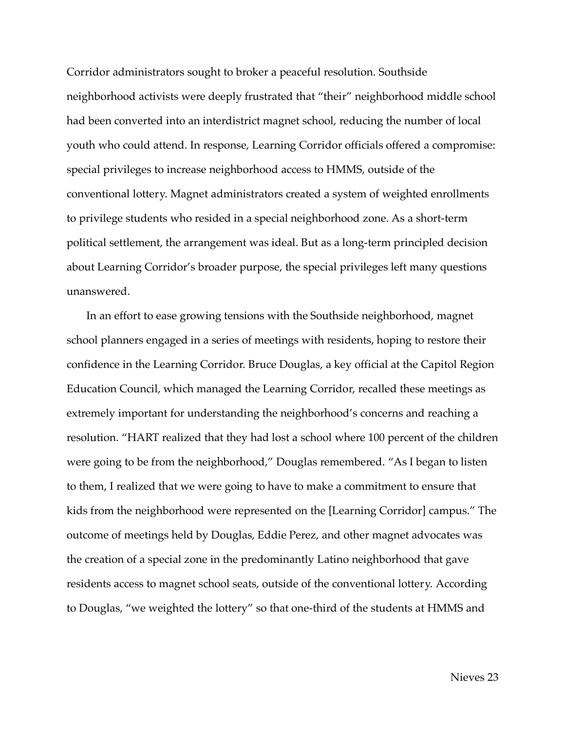Corridor administrators sought to broker a peaceful resolution. Southside neighborhood activists were deeply frustrated that "their" neighborhood middle school had been converted into an interdistrict magnet school, reducing the number of local youth who could attend. In response, Learning Corridor officials offered a compromise: special privileges to increase neighborhood access to HMMS, outside of the conventional lottery. Magnet administrators created a system of weighted enrollments to privilege students who resided in a special neighborhood zone. As a short-term political settlement, the arrangement was ideal. But as a long-term principled decision about Learning Corridor's broader purpose, the special privileges left many questions unanswered.

In an effort to ease growing tensions with the Southside neighborhood, magnet school planners engaged in a series of meetings with residents, hoping to restore their confidence in the Learning Corridor. Bruce Douglas, a key official at the Capitol Region Education Council, which managed the Learning Corridor, recalled these meetings as extremely important for understanding the neighborhood's concerns and reaching a resolution. "HART realized that they had lost a school where 100 percent of the children were going to be from the neighborhood," Douglas remembered. "As I began to listen to them, I realized that we were going to have to make a commitment to ensure that kids from the neighborhood were represented on the [Learning Corridor] campus." The outcome of meetings held by Douglas, Eddie Perez, and other magnet advocates was the creation of a special zone in the predominantly Latino neighborhood that gave residents access to magnet school seats, outside of the conventional lottery. According to Douglas, "we weighted the lottery" so that one-third of the students at HMMS and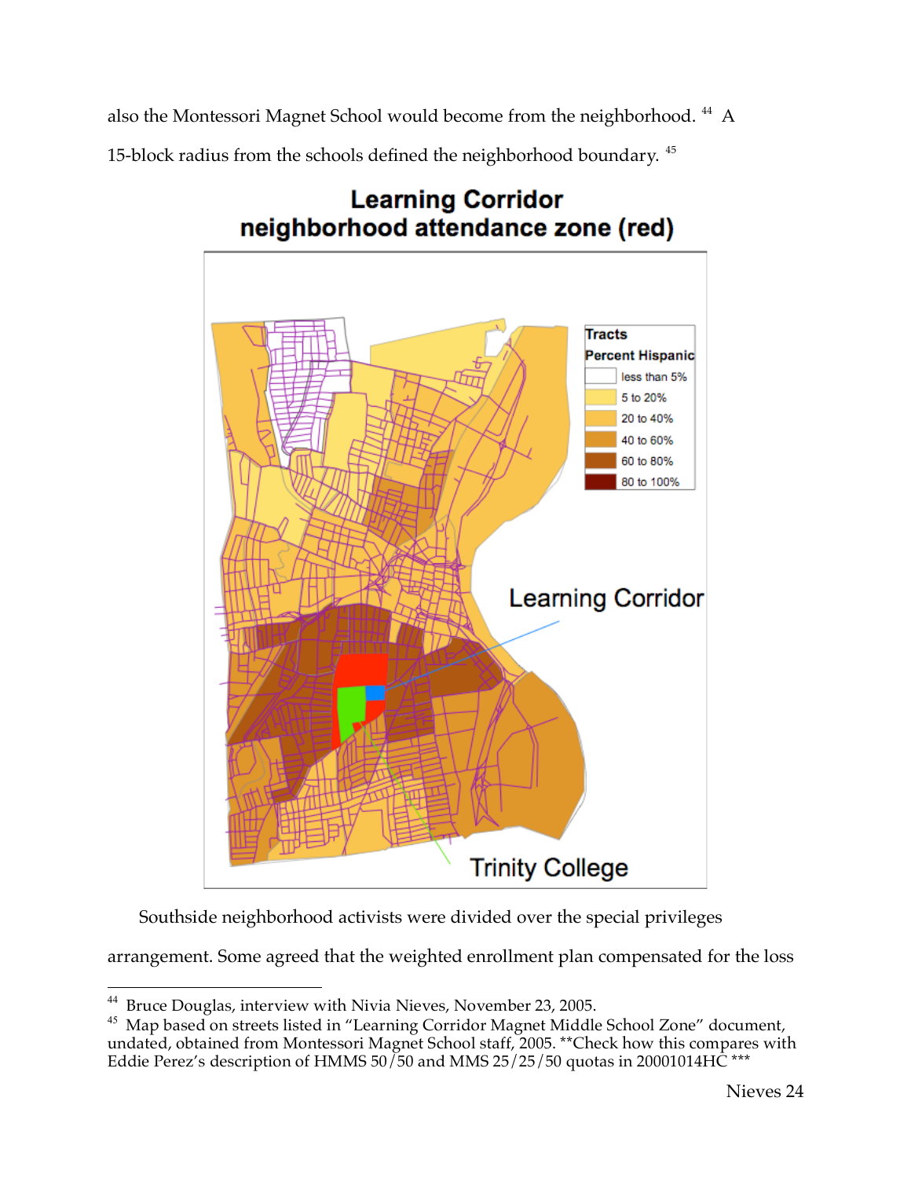also the Montessori Magnet School would become from the neighborhood. [44] A 15-block radius from the schools defined the neighborhood boundary. [45]

**Learning Corridor neighborhood attendance zone (red)**

Southside neighborhood activists were divided over the special privileges arrangement. Some agreed that the weighted enrollment plan compensated for the loss

---

[44] Bruce Douglas, interview with Nivia Nieves, November 23, 2005.

[45] Map based on streets listed in "Learning Corridor Magnet Middle School Zone" document, undated, obtained from Montessori Magnet School staff, 2005. **Check how this compares with Eddie Perez's description of HMMS 50/50 and MMS 25/25/50 quotas in 20001014HC ***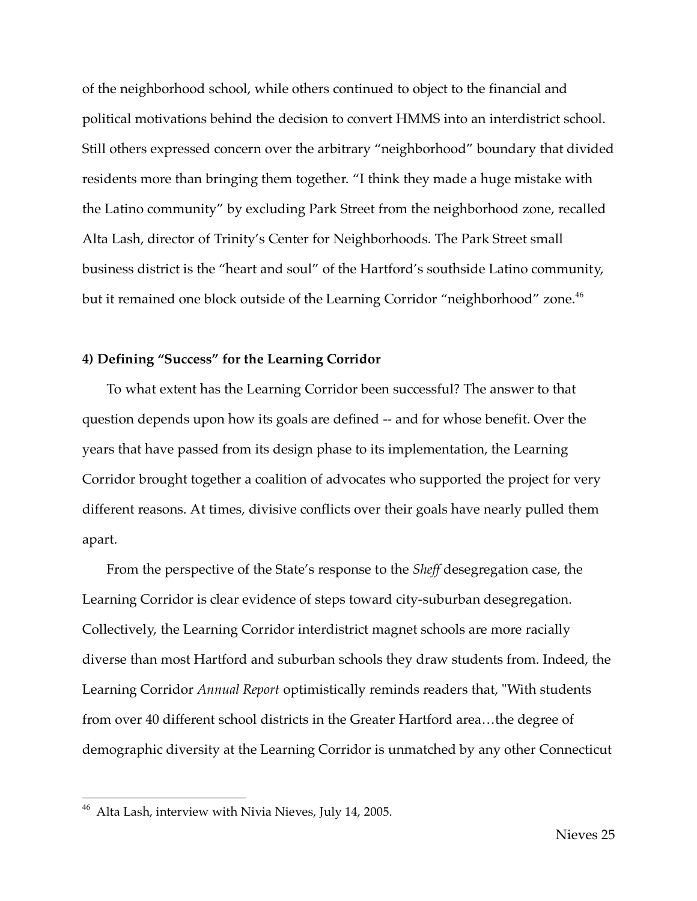of the neighborhood school, while others continued to object to the financial and political motivations behind the decision to convert HMMS into an interdistrict school. Still others expressed concern over the arbitrary "neighborhood" boundary that divided residents more than bringing them together. "I think they made a huge mistake with the Latino community" by excluding Park Street from the neighborhood zone, recalled Alta Lash, director of Trinity's Center for Neighborhoods. The Park Street small business district is the "heart and soul" of the Hartford's southside Latino community, but it remained one block outside of the Learning Corridor "neighborhood" zone.[46]

**4) Defining "Success" for the Learning Corridor**

To what extent has the Learning Corridor been successful? The answer to that question depends upon how its goals are defined -- and for whose benefit. Over the years that have passed from its design phase to its implementation, the Learning Corridor brought together a coalition of advocates who supported the project for very different reasons. At times, divisive conflicts over their goals have nearly pulled them apart.

From the perspective of the State's response to the *Sheff* desegregation case, the Learning Corridor is clear evidence of steps toward city-suburban desegregation. Collectively, the Learning Corridor interdistrict magnet schools are more racially diverse than most Hartford and suburban schools they draw students from. Indeed, the Learning Corridor *Annual Report* optimistically reminds readers that, "With students from over 40 different school districts in the Greater Hartford area…the degree of demographic diversity at the Learning Corridor is unmatched by any other Connecticut

[46] Alta Lash, interview with Nivia Nieves, July 14, 2005.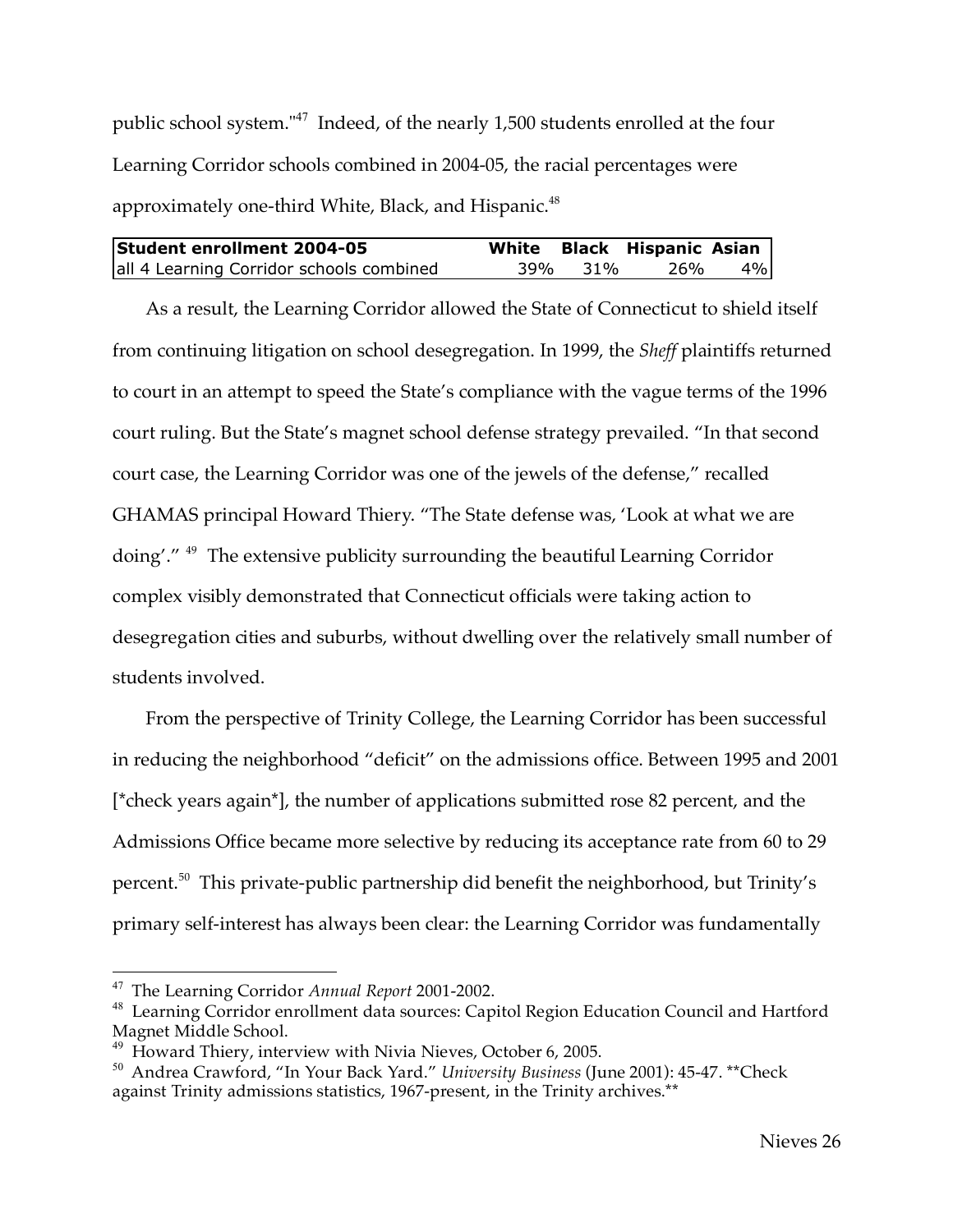public school system."[47] Indeed, of the nearly 1,500 students enrolled at the four Learning Corridor schools combined in 2004-05, the racial percentages were approximately one-third White, Black, and Hispanic.[48]

| **Student enrollment 2004-05** | **White** | **Black** | **Hispanic** | **Asian** |
|---|---|---|---|---|
| all 4 Learning Corridor schools combined | 39% | 31% | 26% | 4% |

As a result, the Learning Corridor allowed the State of Connecticut to shield itself from continuing litigation on school desegregation. In 1999, the *Sheff* plaintiffs returned to court in an attempt to speed the State's compliance with the vague terms of the 1996 court ruling. But the State's magnet school defense strategy prevailed. "In that second court case, the Learning Corridor was one of the jewels of the defense," recalled GHAMAS principal Howard Thiery. "The State defense was, 'Look at what we are doing'." [49] The extensive publicity surrounding the beautiful Learning Corridor complex visibly demonstrated that Connecticut officials were taking action to desegregation cities and suburbs, without dwelling over the relatively small number of students involved.

From the perspective of Trinity College, the Learning Corridor has been successful in reducing the neighborhood "deficit" on the admissions office. Between 1995 and 2001 [*check years again*], the number of applications submitted rose 82 percent, and the Admissions Office became more selective by reducing its acceptance rate from 60 to 29 percent.[50] This private-public partnership did benefit the neighborhood, but Trinity's primary self-interest has always been clear: the Learning Corridor was fundamentally

---

[47] The Learning Corridor *Annual Report* 2001-2002.

[48] Learning Corridor enrollment data sources: Capitol Region Education Council and Hartford Magnet Middle School.

[49] Howard Thiery, interview with Nivia Nieves, October 6, 2005.

[50] Andrea Crawford, "In Your Back Yard." *University Business* (June 2001): 45-47. **Check against Trinity admissions statistics, 1967-present, in the Trinity archives.**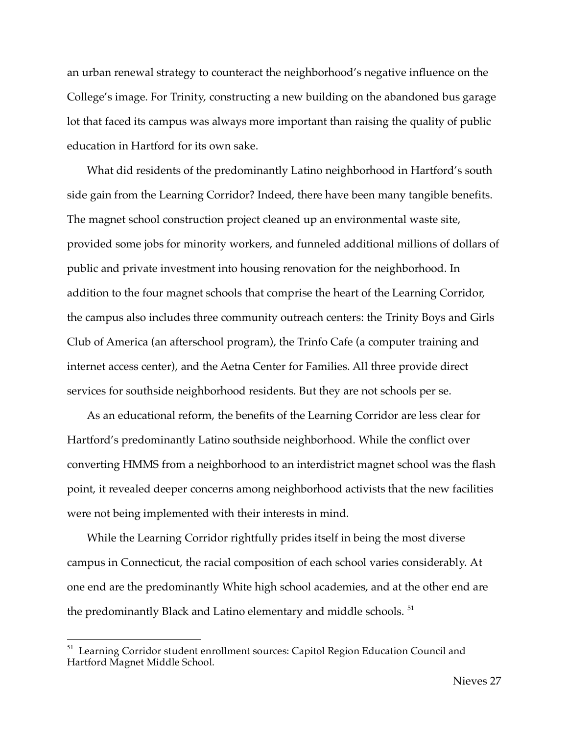an urban renewal strategy to counteract the neighborhood's negative influence on the College's image. For Trinity, constructing a new building on the abandoned bus garage lot that faced its campus was always more important than raising the quality of public education in Hartford for its own sake.

What did residents of the predominantly Latino neighborhood in Hartford's south side gain from the Learning Corridor? Indeed, there have been many tangible benefits. The magnet school construction project cleaned up an environmental waste site, provided some jobs for minority workers, and funneled additional millions of dollars of public and private investment into housing renovation for the neighborhood. In addition to the four magnet schools that comprise the heart of the Learning Corridor, the campus also includes three community outreach centers: the Trinity Boys and Girls Club of America (an afterschool program), the Trinfo Cafe (a computer training and internet access center), and the Aetna Center for Families. All three provide direct services for southside neighborhood residents. But they are not schools per se.

As an educational reform, the benefits of the Learning Corridor are less clear for Hartford's predominantly Latino southside neighborhood. While the conflict over converting HMMS from a neighborhood to an interdistrict magnet school was the flash point, it revealed deeper concerns among neighborhood activists that the new facilities were not being implemented with their interests in mind.

While the Learning Corridor rightfully prides itself in being the most diverse campus in Connecticut, the racial composition of each school varies considerably. At one end are the predominantly White high school academies, and at the other end are the predominantly Black and Latino elementary and middle schools. [51]

[51] Learning Corridor student enrollment sources: Capitol Region Education Council and Hartford Magnet Middle School.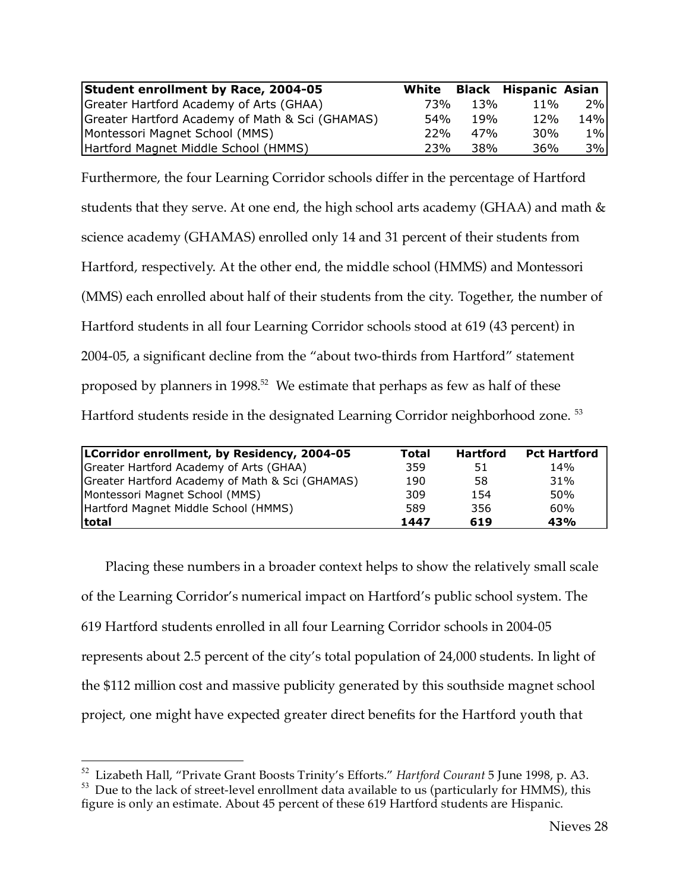| Student enrollment by Race, 2004-05 | White | Black | Hispanic | Asian |
|---|---|---|---|---|
| Greater Hartford Academy of Arts (GHAA) | 73% | 13% | 11% | 2% |
| Greater Hartford Academy of Math & Sci (GHAMAS) | 54% | 19% | 12% | 14% |
| Montessori Magnet School (MMS) | 22% | 47% | 30% | 1% |
| Hartford Magnet Middle School (HMMS) | 23% | 38% | 36% | 3% |

Furthermore, the four Learning Corridor schools differ in the percentage of Hartford students that they serve. At one end, the high school arts academy (GHAA) and math & science academy (GHAMAS) enrolled only 14 and 31 percent of their students from Hartford, respectively. At the other end, the middle school (HMMS) and Montessori (MMS) each enrolled about half of their students from the city. Together, the number of Hartford students in all four Learning Corridor schools stood at 619 (43 percent) in 2004-05, a significant decline from the "about two-thirds from Hartford" statement proposed by planners in 1998.[52] We estimate that perhaps as few as half of these Hartford students reside in the designated Learning Corridor neighborhood zone.[53]

| LCorridor enrollment, by Residency, 2004-05 | Total | Hartford | Pct Hartford |
|---|---|---|---|
| Greater Hartford Academy of Arts (GHAA) | 359 | 51 | 14% |
| Greater Hartford Academy of Math & Sci (GHAMAS) | 190 | 58 | 31% |
| Montessori Magnet School (MMS) | 309 | 154 | 50% |
| Hartford Magnet Middle School (HMMS) | 589 | 356 | 60% |
| **total** | **1447** | **619** | **43%** |

Placing these numbers in a broader context helps to show the relatively small scale of the Learning Corridor's numerical impact on Hartford's public school system. The 619 Hartford students enrolled in all four Learning Corridor schools in 2004-05 represents about 2.5 percent of the city's total population of 24,000 students. In light of the $112 million cost and massive publicity generated by this southside magnet school project, one might have expected greater direct benefits for the Hartford youth that

[52] Lizabeth Hall, "Private Grant Boosts Trinity's Efforts." *Hartford Courant* 5 June 1998, p. A3.

[53] Due to the lack of street-level enrollment data available to us (particularly for HMMS), this figure is only an estimate. About 45 percent of these 619 Hartford students are Hispanic.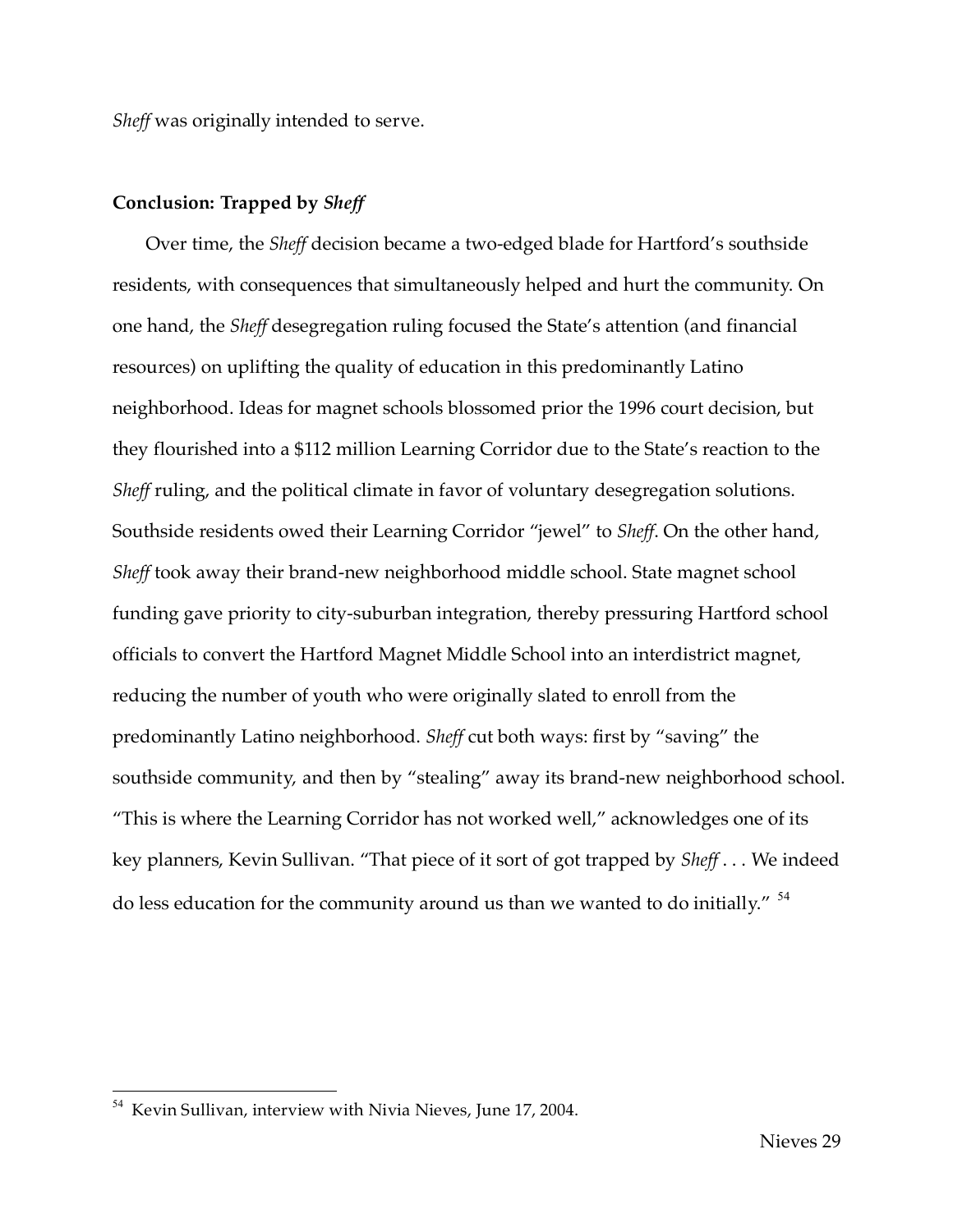*Sheff* was originally intended to serve.

## Conclusion: Trapped by *Sheff*

Over time, the *Sheff* decision became a two-edged blade for Hartford's southside residents, with consequences that simultaneously helped and hurt the community. On one hand, the *Sheff* desegregation ruling focused the State's attention (and financial resources) on uplifting the quality of education in this predominantly Latino neighborhood. Ideas for magnet schools blossomed prior the 1996 court decision, but they flourished into a $112 million Learning Corridor due to the State's reaction to the *Sheff* ruling, and the political climate in favor of voluntary desegregation solutions. Southside residents owed their Learning Corridor "jewel" to *Sheff*. On the other hand, *Sheff* took away their brand-new neighborhood middle school. State magnet school funding gave priority to city-suburban integration, thereby pressuring Hartford school officials to convert the Hartford Magnet Middle School into an interdistrict magnet, reducing the number of youth who were originally slated to enroll from the predominantly Latino neighborhood. *Sheff* cut both ways: first by "saving" the southside community, and then by "stealing" away its brand-new neighborhood school. "This is where the Learning Corridor has not worked well," acknowledges one of its key planners, Kevin Sullivan. "That piece of it sort of got trapped by *Sheff* . . . We indeed do less education for the community around us than we wanted to do initially." [54]

---

[54] Kevin Sullivan, interview with Nivia Nieves, June 17, 2004.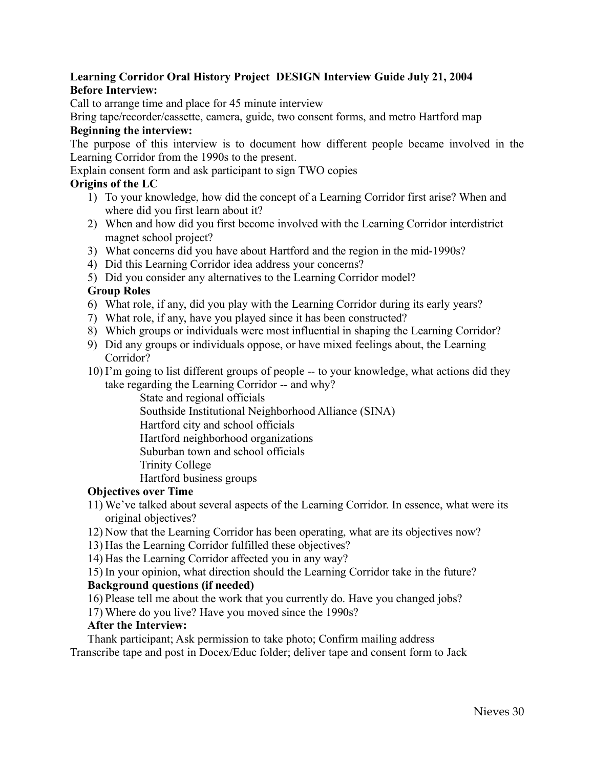**Learning Corridor Oral History Project DESIGN Interview Guide July 21, 2004**

**Before Interview:**

Call to arrange time and place for 45 minute interview

Bring tape/recorder/cassette, camera, guide, two consent forms, and metro Hartford map

**Beginning the interview:**

The purpose of this interview is to document how different people became involved in the Learning Corridor from the 1990s to the present.

Explain consent form and ask participant to sign TWO copies

**Origins of the LC**

1) To your knowledge, how did the concept of a Learning Corridor first arise? When and where did you first learn about it?
2) When and how did you first become involved with the Learning Corridor interdistrict magnet school project?
3) What concerns did you have about Hartford and the region in the mid-1990s?
4) Did this Learning Corridor idea address your concerns?
5) Did you consider any alternatives to the Learning Corridor model?

**Group Roles**

6) What role, if any, did you play with the Learning Corridor during its early years?
7) What role, if any, have you played since it has been constructed?
8) Which groups or individuals were most influential in shaping the Learning Corridor?
9) Did any groups or individuals oppose, or have mixed feelings about, the Learning Corridor?
10) I'm going to list different groups of people -- to your knowledge, what actions did they take regarding the Learning Corridor -- and why?
    - State and regional officials
    - Southside Institutional Neighborhood Alliance (SINA)
    - Hartford city and school officials
    - Hartford neighborhood organizations
    - Suburban town and school officials
    - Trinity College
    - Hartford business groups

**Objectives over Time**

11) We've talked about several aspects of the Learning Corridor. In essence, what were its original objectives?
12) Now that the Learning Corridor has been operating, what are its objectives now?
13) Has the Learning Corridor fulfilled these objectives?
14) Has the Learning Corridor affected you in any way?
15) In your opinion, what direction should the Learning Corridor take in the future?

**Background questions (if needed)**

16) Please tell me about the work that you currently do. Have you changed jobs?
17) Where do you live? Have you moved since the 1990s?

**After the Interview:**

Thank participant; Ask permission to take photo; Confirm mailing address

Transcribe tape and post in Docex/Educ folder; deliver tape and consent form to Jack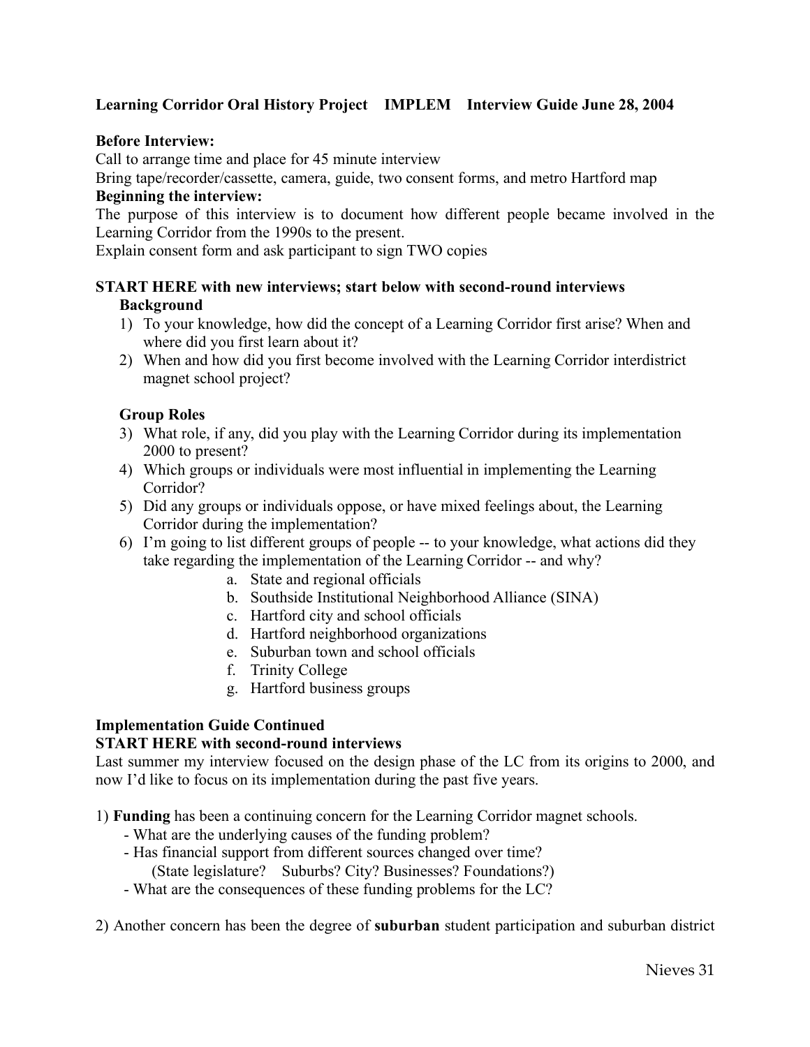**Learning Corridor Oral History Project IMPLEM Interview Guide June 28, 2004**

**Before Interview:**

Call to arrange time and place for 45 minute interview

Bring tape/recorder/cassette, camera, guide, two consent forms, and metro Hartford map

**Beginning the interview:**

The purpose of this interview is to document how different people became involved in the Learning Corridor from the 1990s to the present.

Explain consent form and ask participant to sign TWO copies

**START HERE with new interviews; start below with second-round interviews**

**Background**

1) To your knowledge, how did the concept of a Learning Corridor first arise? When and where did you first learn about it?
2) When and how did you first become involved with the Learning Corridor interdistrict magnet school project?

**Group Roles**

3) What role, if any, did you play with the Learning Corridor during its implementation 2000 to present?
4) Which groups or individuals were most influential in implementing the Learning Corridor?
5) Did any groups or individuals oppose, or have mixed feelings about, the Learning Corridor during the implementation?
6) I'm going to list different groups of people -- to your knowledge, what actions did they take regarding the implementation of the Learning Corridor -- and why?
   a. State and regional officials
   b. Southside Institutional Neighborhood Alliance (SINA)
   c. Hartford city and school officials
   d. Hartford neighborhood organizations
   e. Suburban town and school officials
   f. Trinity College
   g. Hartford business groups

**Implementation Guide Continued**

**START HERE with second-round interviews**

Last summer my interview focused on the design phase of the LC from its origins to 2000, and now I'd like to focus on its implementation during the past five years.

1) **Funding** has been a continuing concern for the Learning Corridor magnet schools.
   - What are the underlying causes of the funding problem?
   - Has financial support from different sources changed over time?
     (State legislature? Suburbs? City? Businesses? Foundations?)
   - What are the consequences of these funding problems for the LC?

2) Another concern has been the degree of **suburban** student participation and suburban district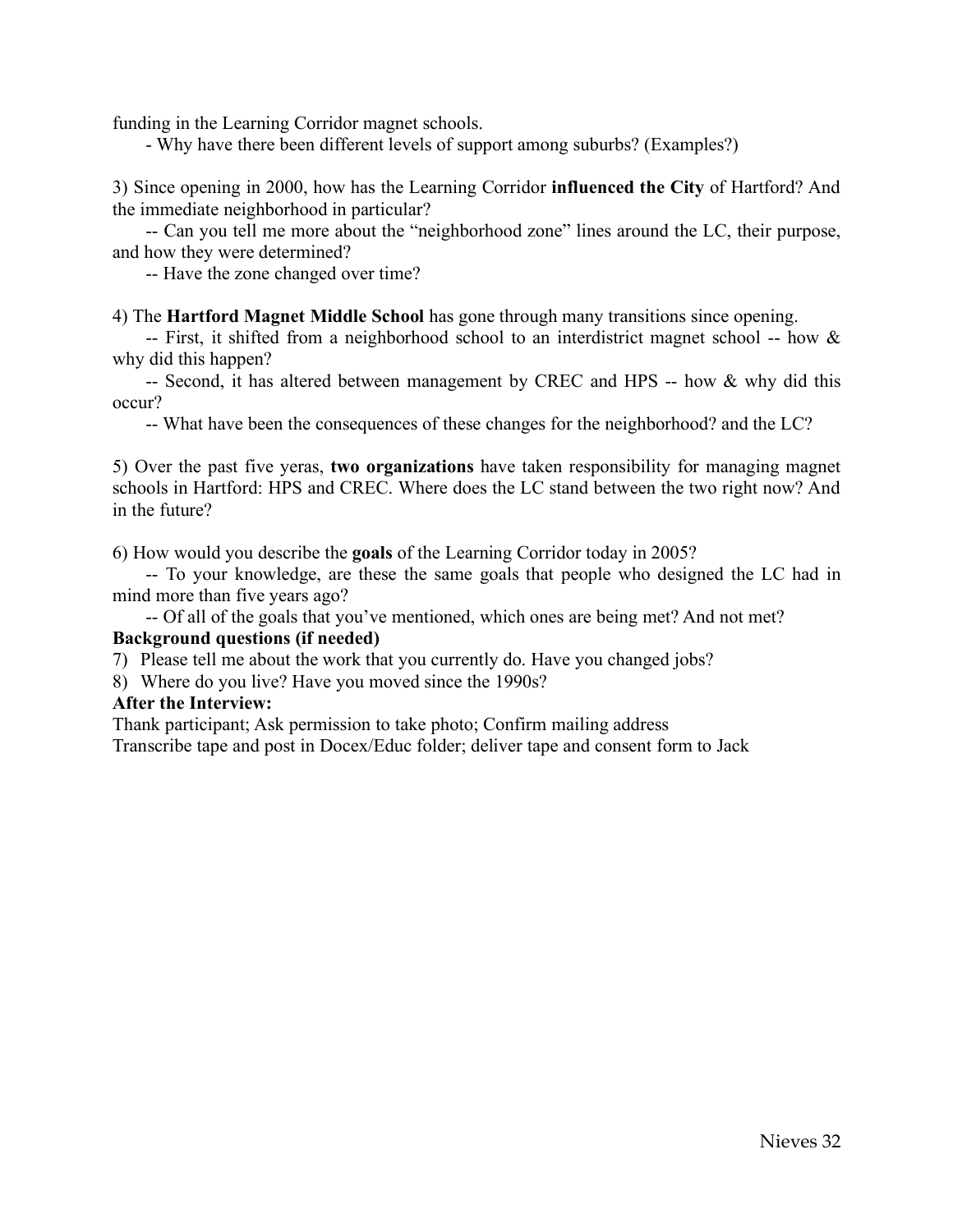funding in the Learning Corridor magnet schools.

- Why have there been different levels of support among suburbs? (Examples?)

3) Since opening in 2000, how has the Learning Corridor **influenced the City** of Hartford? And the immediate neighborhood in particular?

-- Can you tell me more about the "neighborhood zone" lines around the LC, their purpose, and how they were determined?

-- Have the zone changed over time?

4) The **Hartford Magnet Middle School** has gone through many transitions since opening.

-- First, it shifted from a neighborhood school to an interdistrict magnet school -- how & why did this happen?

-- Second, it has altered between management by CREC and HPS -- how & why did this occur?

-- What have been the consequences of these changes for the neighborhood? and the LC?

5) Over the past five yeras, **two organizations** have taken responsibility for managing magnet schools in Hartford: HPS and CREC. Where does the LC stand between the two right now? And in the future?

6) How would you describe the **goals** of the Learning Corridor today in 2005?

-- To your knowledge, are these the same goals that people who designed the LC had in mind more than five years ago?

-- Of all of the goals that you've mentioned, which ones are being met? And not met?

**Background questions (if needed)**

7) Please tell me about the work that you currently do. Have you changed jobs?

8) Where do you live? Have you moved since the 1990s?

**After the Interview:**

Thank participant; Ask permission to take photo; Confirm mailing address

Transcribe tape and post in Docex/Educ folder; deliver tape and consent form to Jack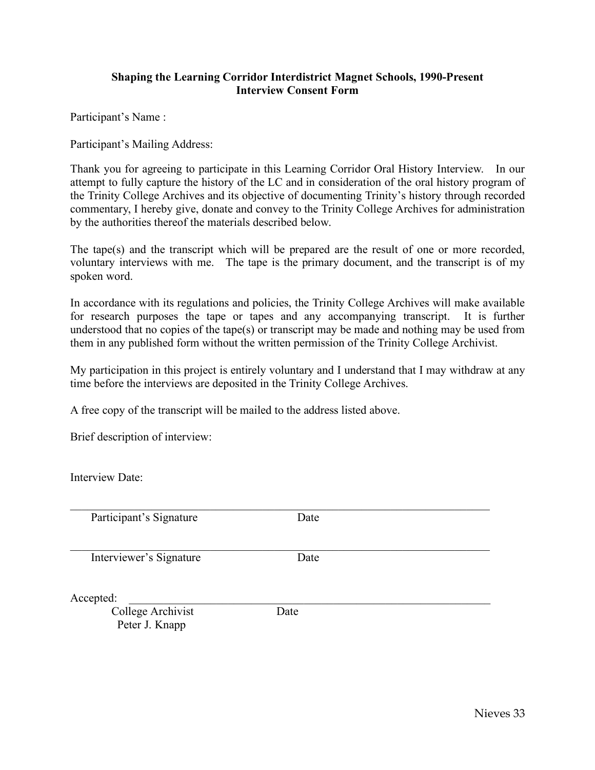**Shaping the Learning Corridor Interdistrict Magnet Schools, 1990-Present**
**Interview Consent Form**

Participant's Name :

Participant's Mailing Address:

Thank you for agreeing to participate in this Learning Corridor Oral History Interview. In our attempt to fully capture the history of the LC and in consideration of the oral history program of the Trinity College Archives and its objective of documenting Trinity's history through recorded commentary, I hereby give, donate and convey to the Trinity College Archives for administration by the authorities thereof the materials described below.

The tape(s) and the transcript which will be prepared are the result of one or more recorded, voluntary interviews with me. The tape is the primary document, and the transcript is of my spoken word.

In accordance with its regulations and policies, the Trinity College Archives will make available for research purposes the tape or tapes and any accompanying transcript. It is further understood that no copies of the tape(s) or transcript may be made and nothing may be used from them in any published form without the written permission of the Trinity College Archivist.

My participation in this project is entirely voluntary and I understand that I may withdraw at any time before the interviews are deposited in the Trinity College Archives.

A free copy of the transcript will be mailed to the address listed above.

Brief description of interview:

Interview Date:

______________________________________________________________
Participant's Signature Date

______________________________________________________________
Interviewer's Signature Date

Accepted: ______________________________________________________
College Archivist Date
Peter J. Knapp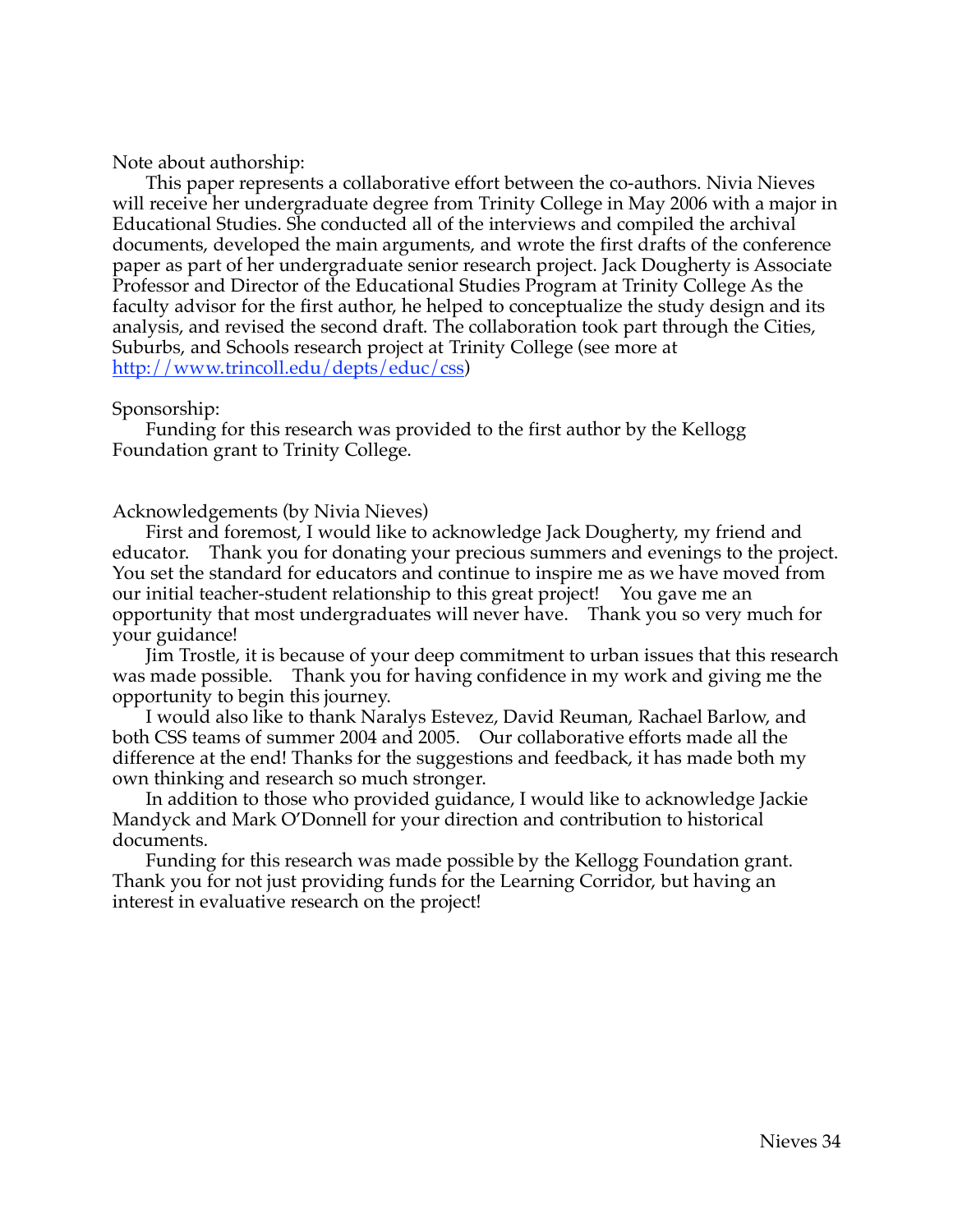Note about authorship:

This paper represents a collaborative effort between the co-authors. Nivia Nieves will receive her undergraduate degree from Trinity College in May 2006 with a major in Educational Studies. She conducted all of the interviews and compiled the archival documents, developed the main arguments, and wrote the first drafts of the conference paper as part of her undergraduate senior research project. Jack Dougherty is Associate Professor and Director of the Educational Studies Program at Trinity College As the faculty advisor for the first author, he helped to conceptualize the study design and its analysis, and revised the second draft. The collaboration took part through the Cities, Suburbs, and Schools research project at Trinity College (see more at [http://www.trincoll.edu/depts/educ/css](http://www.trincoll.edu/depts/educ/css))

Sponsorship:

Funding for this research was provided to the first author by the Kellogg Foundation grant to Trinity College.

Acknowledgements (by Nivia Nieves)

First and foremost, I would like to acknowledge Jack Dougherty, my friend and educator. Thank you for donating your precious summers and evenings to the project. You set the standard for educators and continue to inspire me as we have moved from our initial teacher-student relationship to this great project! You gave me an opportunity that most undergraduates will never have. Thank you so very much for your guidance!

Jim Trostle, it is because of your deep commitment to urban issues that this research was made possible. Thank you for having confidence in my work and giving me the opportunity to begin this journey.

I would also like to thank Naralys Estevez, David Reuman, Rachael Barlow, and both CSS teams of summer 2004 and 2005. Our collaborative efforts made all the difference at the end! Thanks for the suggestions and feedback, it has made both my own thinking and research so much stronger.

In addition to those who provided guidance, I would like to acknowledge Jackie Mandyck and Mark O'Donnell for your direction and contribution to historical documents.

Funding for this research was made possible by the Kellogg Foundation grant. Thank you for not just providing funds for the Learning Corridor, but having an interest in evaluative research on the project!